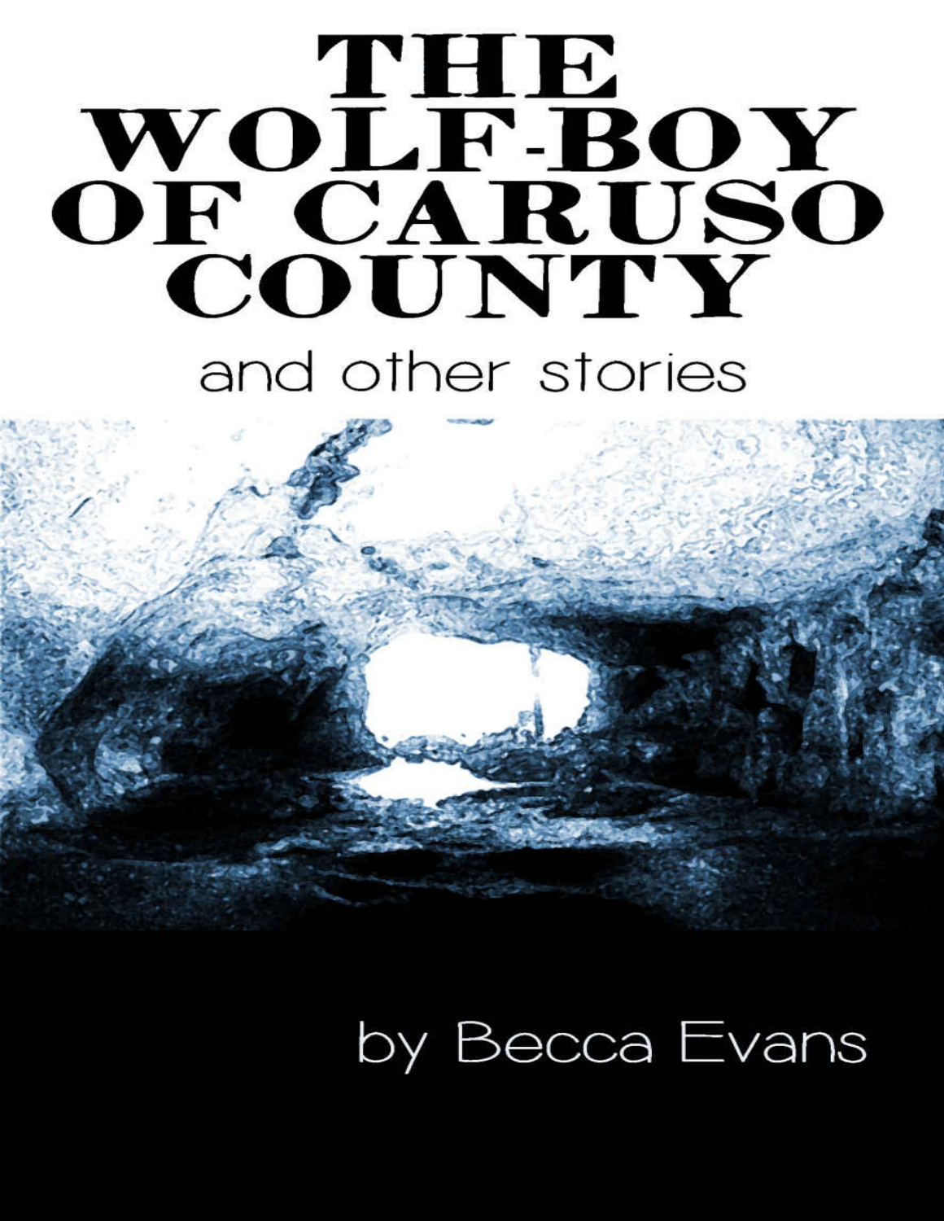# THE WOLF-BOY OF CARUSO COUNTY

and other stories

by Becca Evans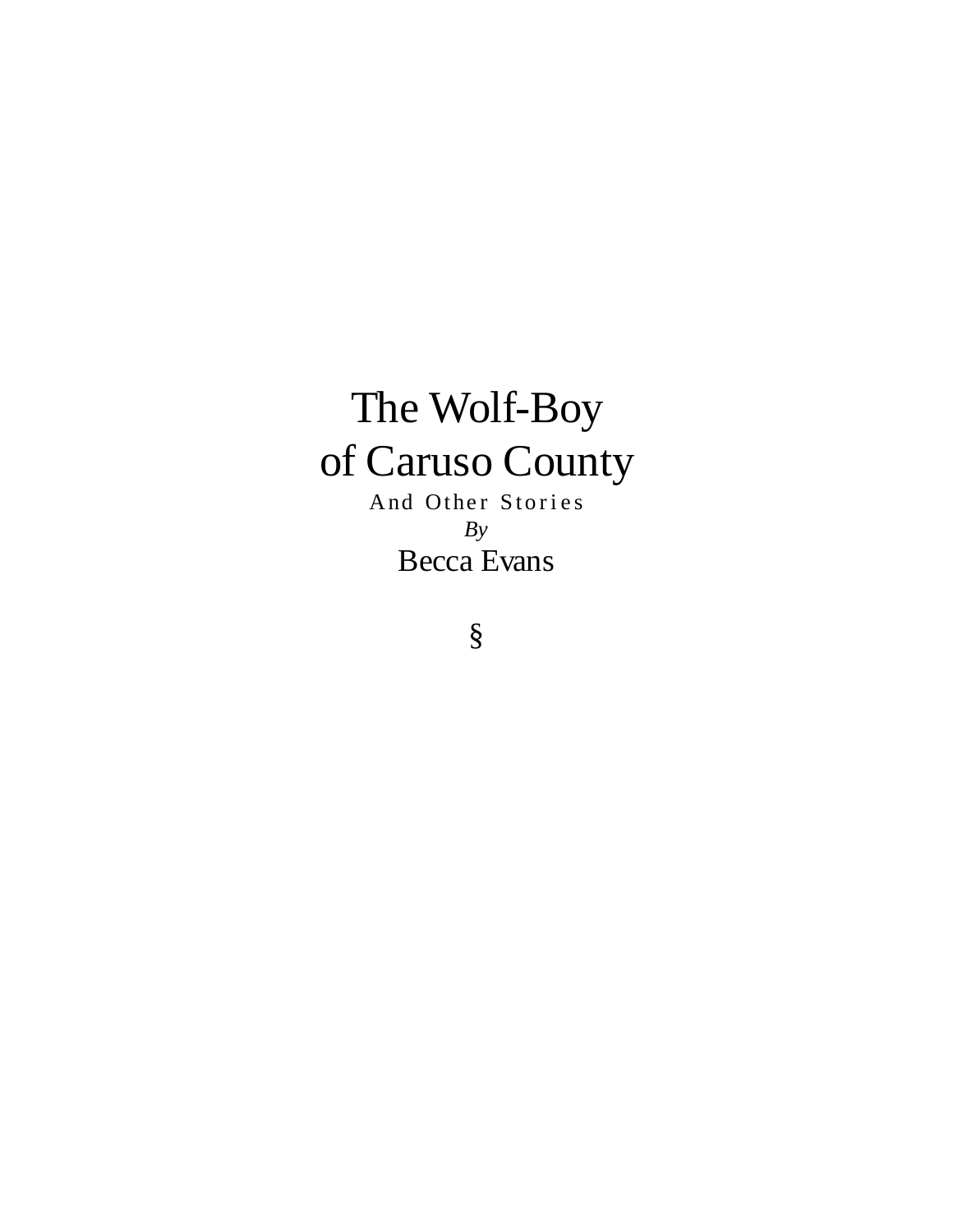# The Wolf-Boy of Caruso County

And Other Stories

*By*

Becca Evans

§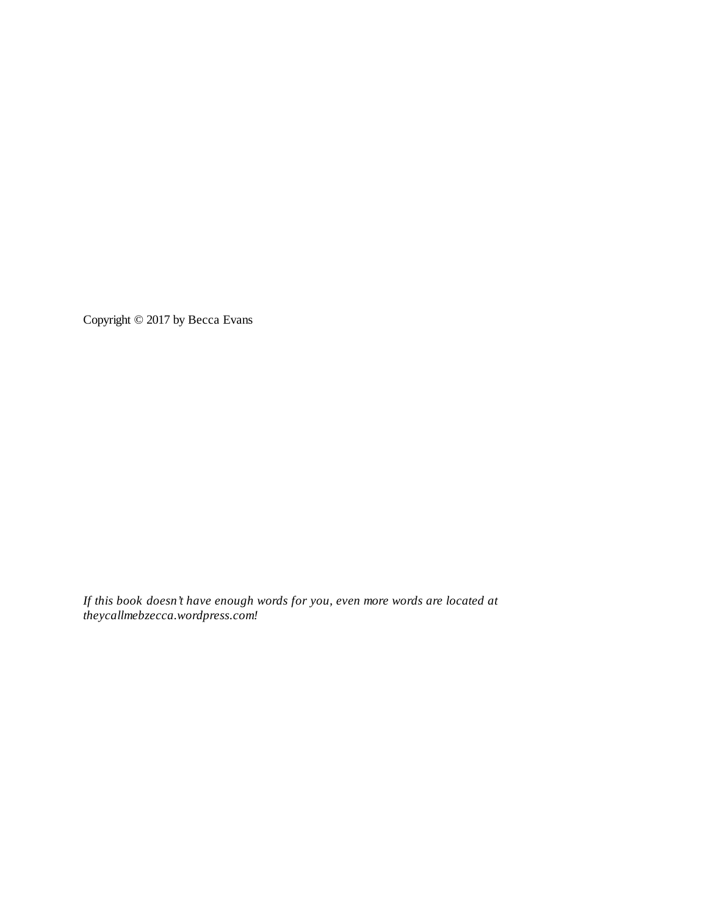Copyright © 2017 by Becca Evans

*If this book doesn't have enough words for you, even more words are located at theycallmebzecca.wordpress.com!*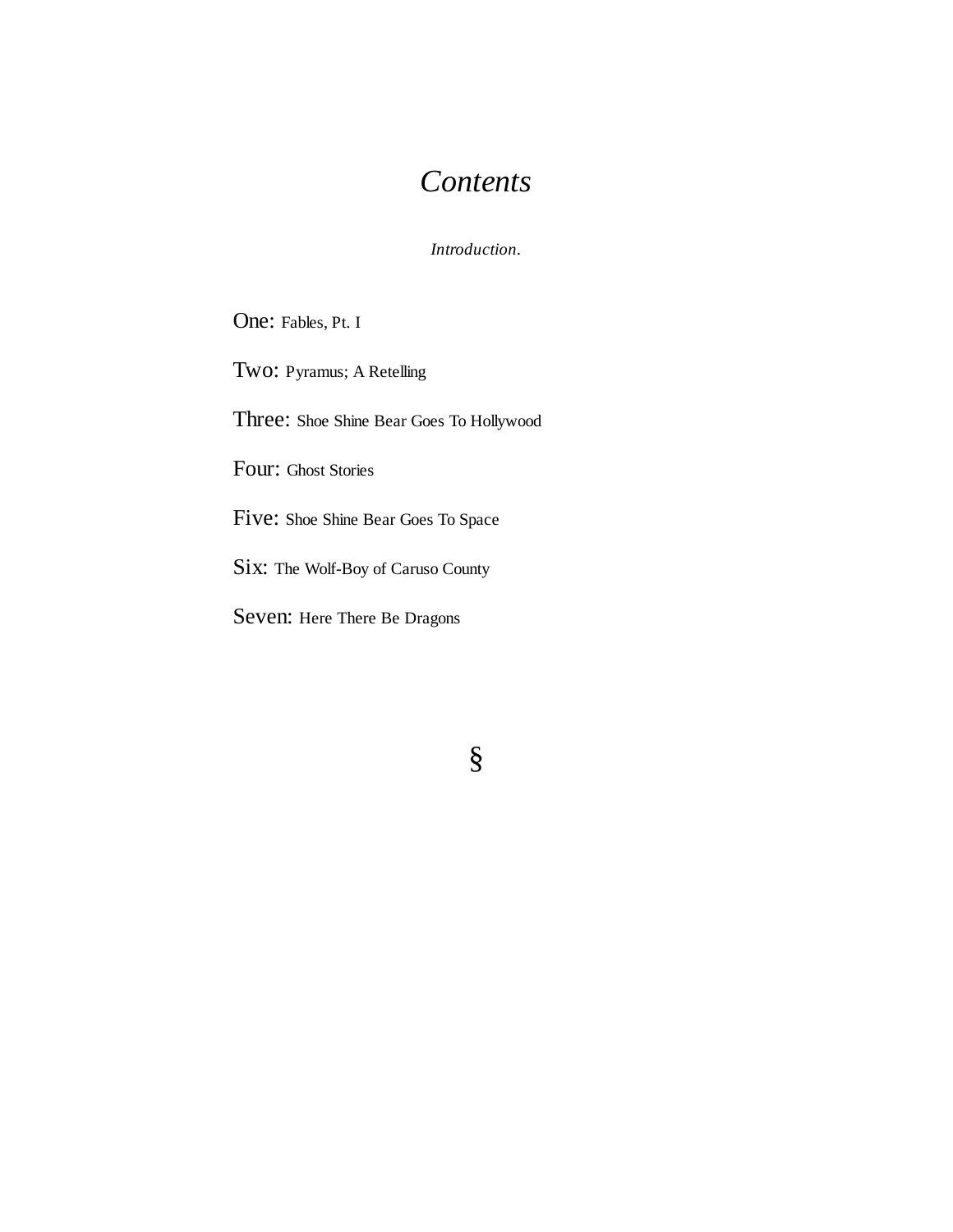# *Contents*

*Introduction.*

One: Fables, Pt. I

Two: Pyramus; A Retelling

Three: Shoe Shine Bear Goes To Hollywood

Four: Ghost Stories

Five: Shoe Shine Bear Goes To Space

Six: The Wolf-Boy of Caruso County

Seven: Here There Be Dragons

§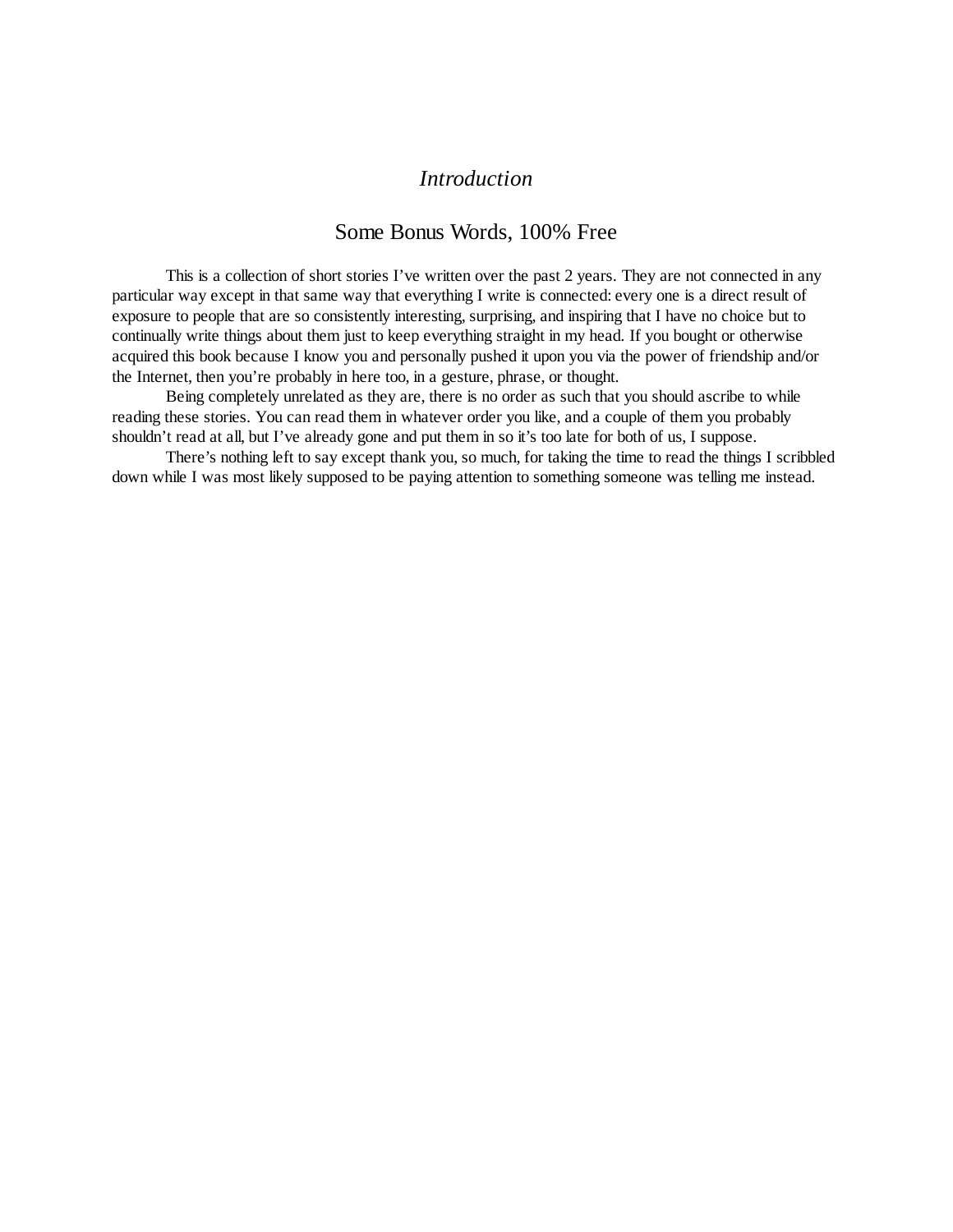*Introduction*

# Some Bonus Words, 100% Free

This is a collection of short stories I've written over the past 2 years. They are not connected in any particular way except in that same way that everything I write is connected: every one is a direct result of exposure to people that are so consistently interesting, surprising, and inspiring that I have no choice but to continually write things about them just to keep everything straight in my head. If you bought or otherwise acquired this book because I know you and personally pushed it upon you via the power of friendship and/or the Internet, then you're probably in here too, in a gesture, phrase, or thought.

Being completely unrelated as they are, there is no order as such that you should ascribe to while reading these stories. You can read them in whatever order you like, and a couple of them you probably shouldn't read at all, but I've already gone and put them in so it's too late for both of us, I suppose.

There's nothing left to say except thank you, so much, for taking the time to read the things I scribbled down while I was most likely supposed to be paying attention to something someone was telling me instead.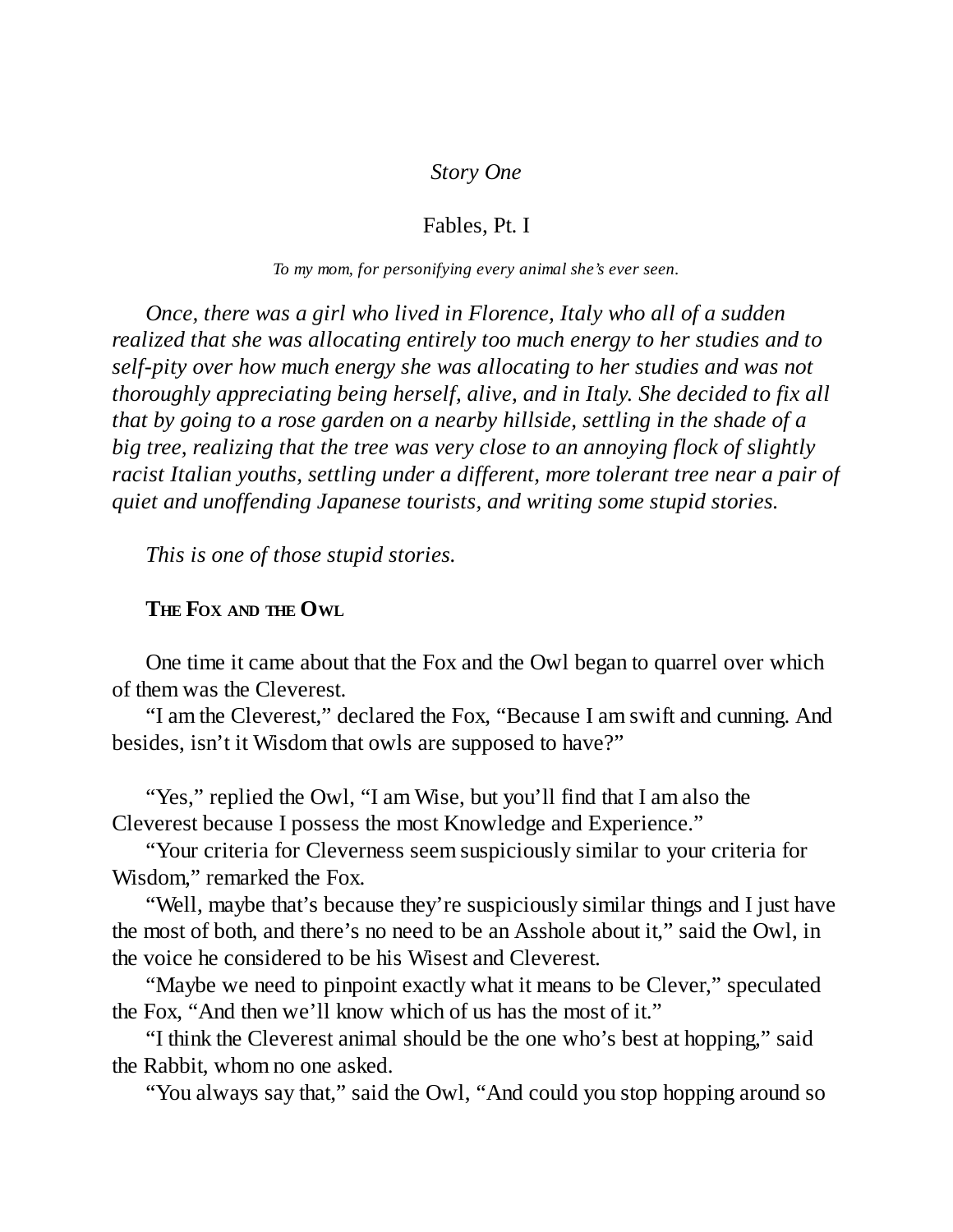*Story One*

## Fables, Pt. I

*To my mom, for personifying every animal she's ever seen.*

***Once, there was a girl who lived in Florence, Italy who all of a sudden realized that she was allocating entirely too much energy to her studies and to self-pity over how much energy she was allocating to her studies and was not thoroughly appreciating being herself, alive, and in Italy. She decided to fix all that by going to a rose garden on a nearby hillside, settling in the shade of a big tree, realizing that the tree was very close to an annoying flock of slightly racist Italian youths, settling under a different, more tolerant tree near a pair of quiet and unoffending Japanese tourists, and writing some stupid stories.***

***This is one of those stupid stories.***

### **The Fox and the Owl**

One time it came about that the Fox and the Owl began to quarrel over which of them was the Cleverest.

"I am the Cleverest," declared the Fox, "Because I am swift and cunning. And besides, isn't it Wisdom that owls are supposed to have?"

"Yes," replied the Owl, "I am Wise, but you'll find that I am also the Cleverest because I possess the most Knowledge and Experience."

"Your criteria for Cleverness seem suspiciously similar to your criteria for Wisdom," remarked the Fox.

"Well, maybe that's because they're suspiciously similar things and I just have the most of both, and there's no need to be an Asshole about it," said the Owl, in the voice he considered to be his Wisest and Cleverest.

"Maybe we need to pinpoint exactly what it means to be Clever," speculated the Fox, "And then we'll know which of us has the most of it."

"I think the Cleverest animal should be the one who's best at hopping," said the Rabbit, whom no one asked.

"You always say that," said the Owl, "And could you stop hopping around so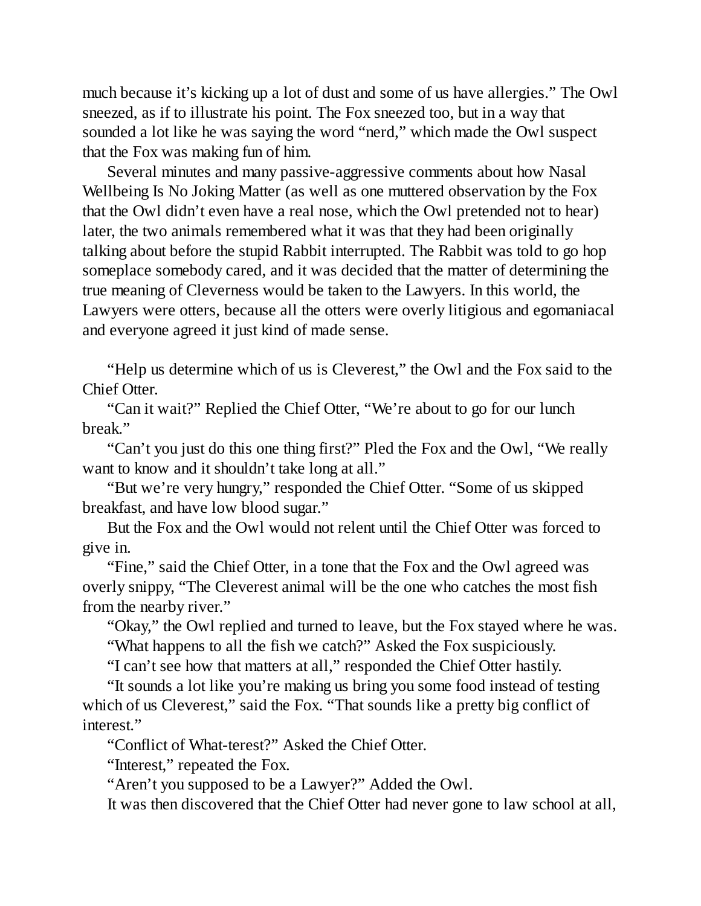much because it's kicking up a lot of dust and some of us have allergies." The Owl sneezed, as if to illustrate his point. The Fox sneezed too, but in a way that sounded a lot like he was saying the word "nerd," which made the Owl suspect that the Fox was making fun of him.

Several minutes and many passive-aggressive comments about how Nasal Wellbeing Is No Joking Matter (as well as one muttered observation by the Fox that the Owl didn't even have a real nose, which the Owl pretended not to hear) later, the two animals remembered what it was that they had been originally talking about before the stupid Rabbit interrupted. The Rabbit was told to go hop someplace somebody cared, and it was decided that the matter of determining the true meaning of Cleverness would be taken to the Lawyers. In this world, the Lawyers were otters, because all the otters were overly litigious and egomaniacal and everyone agreed it just kind of made sense.

"Help us determine which of us is Cleverest," the Owl and the Fox said to the Chief Otter.

"Can it wait?" Replied the Chief Otter, "We're about to go for our lunch break."

"Can't you just do this one thing first?" Pled the Fox and the Owl, "We really want to know and it shouldn't take long at all."

"But we're very hungry," responded the Chief Otter. "Some of us skipped breakfast, and have low blood sugar."

But the Fox and the Owl would not relent until the Chief Otter was forced to give in.

"Fine," said the Chief Otter, in a tone that the Fox and the Owl agreed was overly snippy, "The Cleverest animal will be the one who catches the most fish from the nearby river."

"Okay," the Owl replied and turned to leave, but the Fox stayed where he was.

"What happens to all the fish we catch?" Asked the Fox suspiciously.

"I can't see how that matters at all," responded the Chief Otter hastily.

"It sounds a lot like you're making us bring you some food instead of testing which of us Cleverest," said the Fox. "That sounds like a pretty big conflict of interest."

"Conflict of What-terest?" Asked the Chief Otter.

"Interest," repeated the Fox.

"Aren't you supposed to be a Lawyer?" Added the Owl.

It was then discovered that the Chief Otter had never gone to law school at all,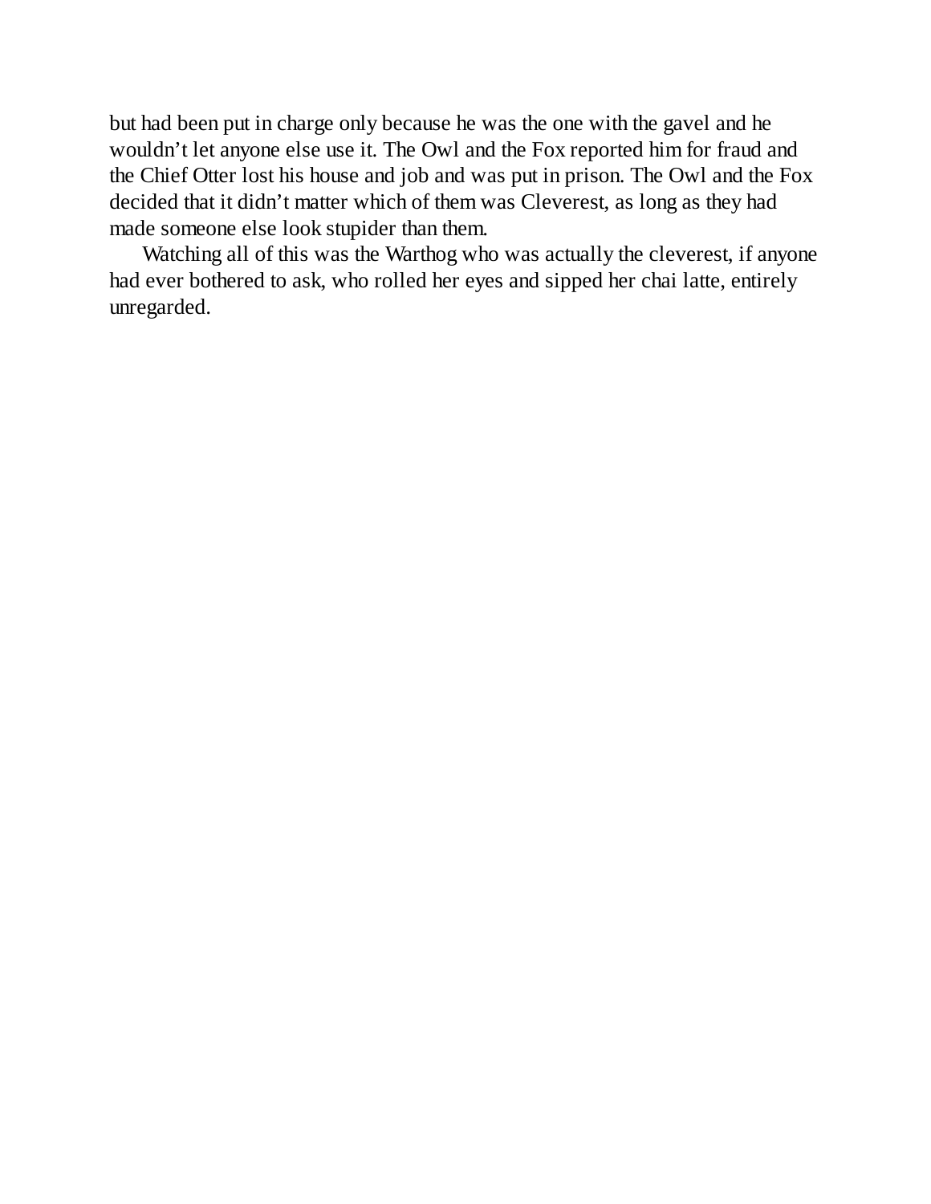but had been put in charge only because he was the one with the gavel and he wouldn't let anyone else use it. The Owl and the Fox reported him for fraud and the Chief Otter lost his house and job and was put in prison. The Owl and the Fox decided that it didn't matter which of them was Cleverest, as long as they had made someone else look stupider than them.

Watching all of this was the Warthog who was actually the cleverest, if anyone had ever bothered to ask, who rolled her eyes and sipped her chai latte, entirely unregarded.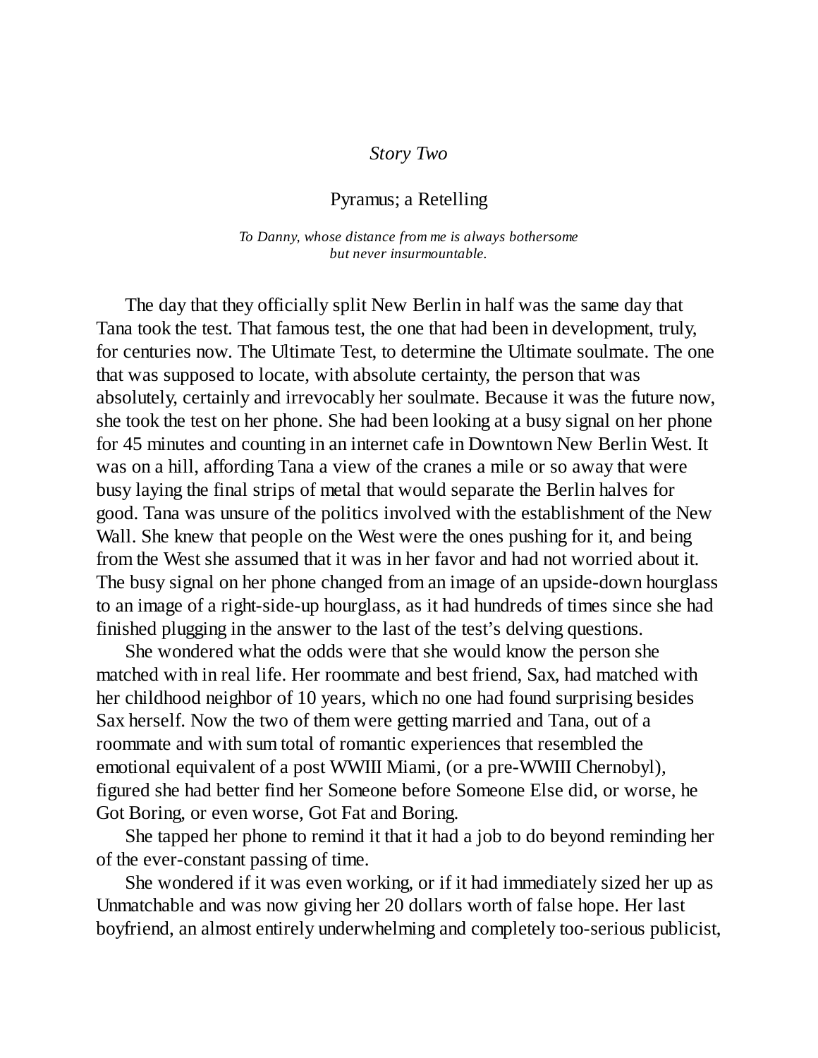*Story Two*

Pyramus; a Retelling

*To Danny, whose distance from me is always bothersome but never insurmountable.*

The day that they officially split New Berlin in half was the same day that Tana took the test. That famous test, the one that had been in development, truly, for centuries now. The Ultimate Test, to determine the Ultimate soulmate. The one that was supposed to locate, with absolute certainty, the person that was absolutely, certainly and irrevocably her soulmate. Because it was the future now, she took the test on her phone. She had been looking at a busy signal on her phone for 45 minutes and counting in an internet cafe in Downtown New Berlin West. It was on a hill, affording Tana a view of the cranes a mile or so away that were busy laying the final strips of metal that would separate the Berlin halves for good. Tana was unsure of the politics involved with the establishment of the New Wall. She knew that people on the West were the ones pushing for it, and being from the West she assumed that it was in her favor and had not worried about it. The busy signal on her phone changed from an image of an upside-down hourglass to an image of a right-side-up hourglass, as it had hundreds of times since she had finished plugging in the answer to the last of the test's delving questions.

She wondered what the odds were that she would know the person she matched with in real life. Her roommate and best friend, Sax, had matched with her childhood neighbor of 10 years, which no one had found surprising besides Sax herself. Now the two of them were getting married and Tana, out of a roommate and with sum total of romantic experiences that resembled the emotional equivalent of a post WWIII Miami, (or a pre-WWIII Chernobyl), figured she had better find her Someone before Someone Else did, or worse, he Got Boring, or even worse, Got Fat and Boring.

She tapped her phone to remind it that it had a job to do beyond reminding her of the ever-constant passing of time.

She wondered if it was even working, or if it had immediately sized her up as Unmatchable and was now giving her 20 dollars worth of false hope. Her last boyfriend, an almost entirely underwhelming and completely too-serious publicist,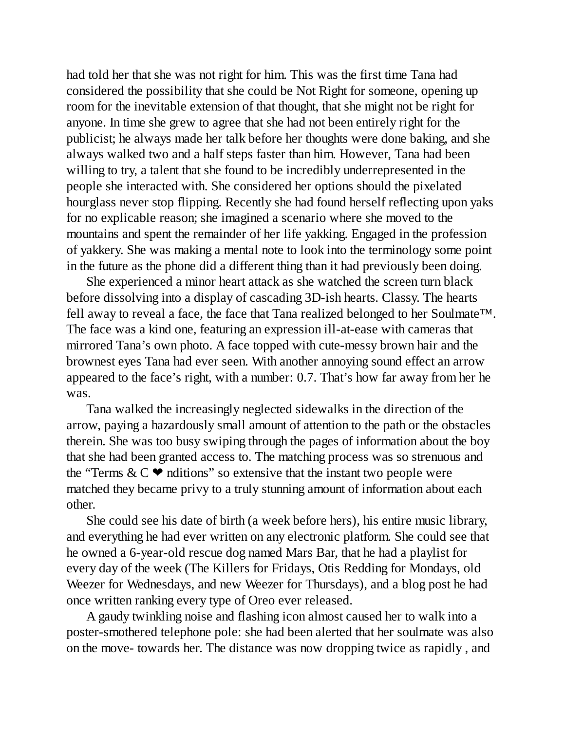had told her that she was not right for him. This was the first time Tana had considered the possibility that she could be Not Right for someone, opening up room for the inevitable extension of that thought, that she might not be right for anyone. In time she grew to agree that she had not been entirely right for the publicist; he always made her talk before her thoughts were done baking, and she always walked two and a half steps faster than him. However, Tana had been willing to try, a talent that she found to be incredibly underrepresented in the people she interacted with. She considered her options should the pixelated hourglass never stop flipping. Recently she had found herself reflecting upon yaks for no explicable reason; she imagined a scenario where she moved to the mountains and spent the remainder of her life yakking. Engaged in the profession of yakkery. She was making a mental note to look into the terminology some point in the future as the phone did a different thing than it had previously been doing.

She experienced a minor heart attack as she watched the screen turn black before dissolving into a display of cascading 3D-ish hearts. Classy. The hearts fell away to reveal a face, the face that Tana realized belonged to her Soulmate™. The face was a kind one, featuring an expression ill-at-ease with cameras that mirrored Tana's own photo. A face topped with cute-messy brown hair and the brownest eyes Tana had ever seen. With another annoying sound effect an arrow appeared to the face's right, with a number: 0.7. That's how far away from her he was.

Tana walked the increasingly neglected sidewalks in the direction of the arrow, paying a hazardously small amount of attention to the path or the obstacles therein. She was too busy swiping through the pages of information about the boy that she had been granted access to. The matching process was so strenuous and the "Terms & C ❤ nditions" so extensive that the instant two people were matched they became privy to a truly stunning amount of information about each other.

She could see his date of birth (a week before hers), his entire music library, and everything he had ever written on any electronic platform. She could see that he owned a 6-year-old rescue dog named Mars Bar, that he had a playlist for every day of the week (The Killers for Fridays, Otis Redding for Mondays, old Weezer for Wednesdays, and new Weezer for Thursdays), and a blog post he had once written ranking every type of Oreo ever released.

A gaudy twinkling noise and flashing icon almost caused her to walk into a poster-smothered telephone pole: she had been alerted that her soulmate was also on the move- towards her. The distance was now dropping twice as rapidly , and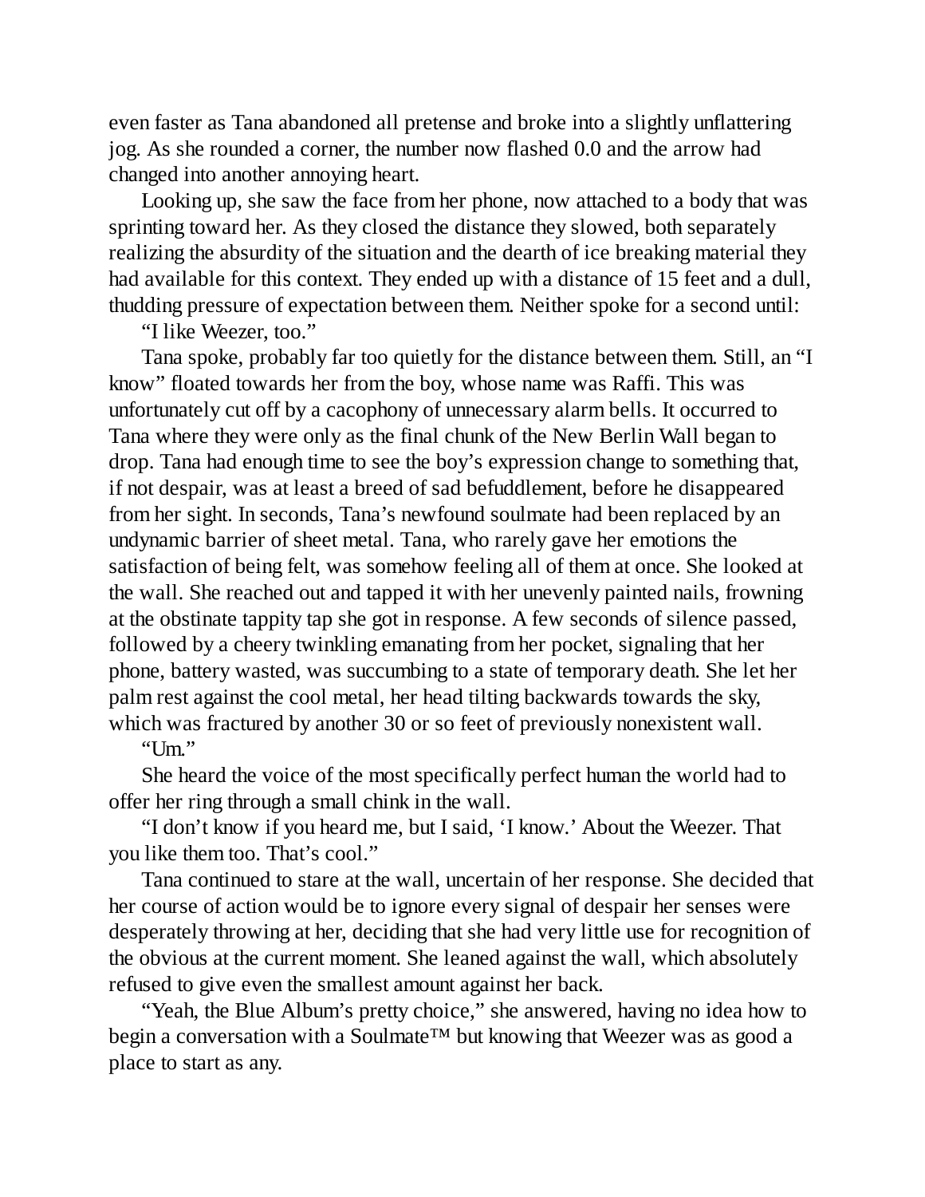even faster as Tana abandoned all pretense and broke into a slightly unflattering jog. As she rounded a corner, the number now flashed 0.0 and the arrow had changed into another annoying heart.

Looking up, she saw the face from her phone, now attached to a body that was sprinting toward her. As they closed the distance they slowed, both separately realizing the absurdity of the situation and the dearth of ice breaking material they had available for this context. They ended up with a distance of 15 feet and a dull, thudding pressure of expectation between them. Neither spoke for a second until:

"I like Weezer, too."

Tana spoke, probably far too quietly for the distance between them. Still, an "I know" floated towards her from the boy, whose name was Raffi. This was unfortunately cut off by a cacophony of unnecessary alarm bells. It occurred to Tana where they were only as the final chunk of the New Berlin Wall began to drop. Tana had enough time to see the boy's expression change to something that, if not despair, was at least a breed of sad befuddlement, before he disappeared from her sight. In seconds, Tana's newfound soulmate had been replaced by an undynamic barrier of sheet metal. Tana, who rarely gave her emotions the satisfaction of being felt, was somehow feeling all of them at once. She looked at the wall. She reached out and tapped it with her unevenly painted nails, frowning at the obstinate tappity tap she got in response. A few seconds of silence passed, followed by a cheery twinkling emanating from her pocket, signaling that her phone, battery wasted, was succumbing to a state of temporary death. She let her palm rest against the cool metal, her head tilting backwards towards the sky, which was fractured by another 30 or so feet of previously nonexistent wall.

"Um."

She heard the voice of the most specifically perfect human the world had to offer her ring through a small chink in the wall.

"I don't know if you heard me, but I said, 'I know.' About the Weezer. That you like them too. That's cool."

Tana continued to stare at the wall, uncertain of her response. She decided that her course of action would be to ignore every signal of despair her senses were desperately throwing at her, deciding that she had very little use for recognition of the obvious at the current moment. She leaned against the wall, which absolutely refused to give even the smallest amount against her back.

"Yeah, the Blue Album's pretty choice," she answered, having no idea how to begin a conversation with a Soulmate™ but knowing that Weezer was as good a place to start as any.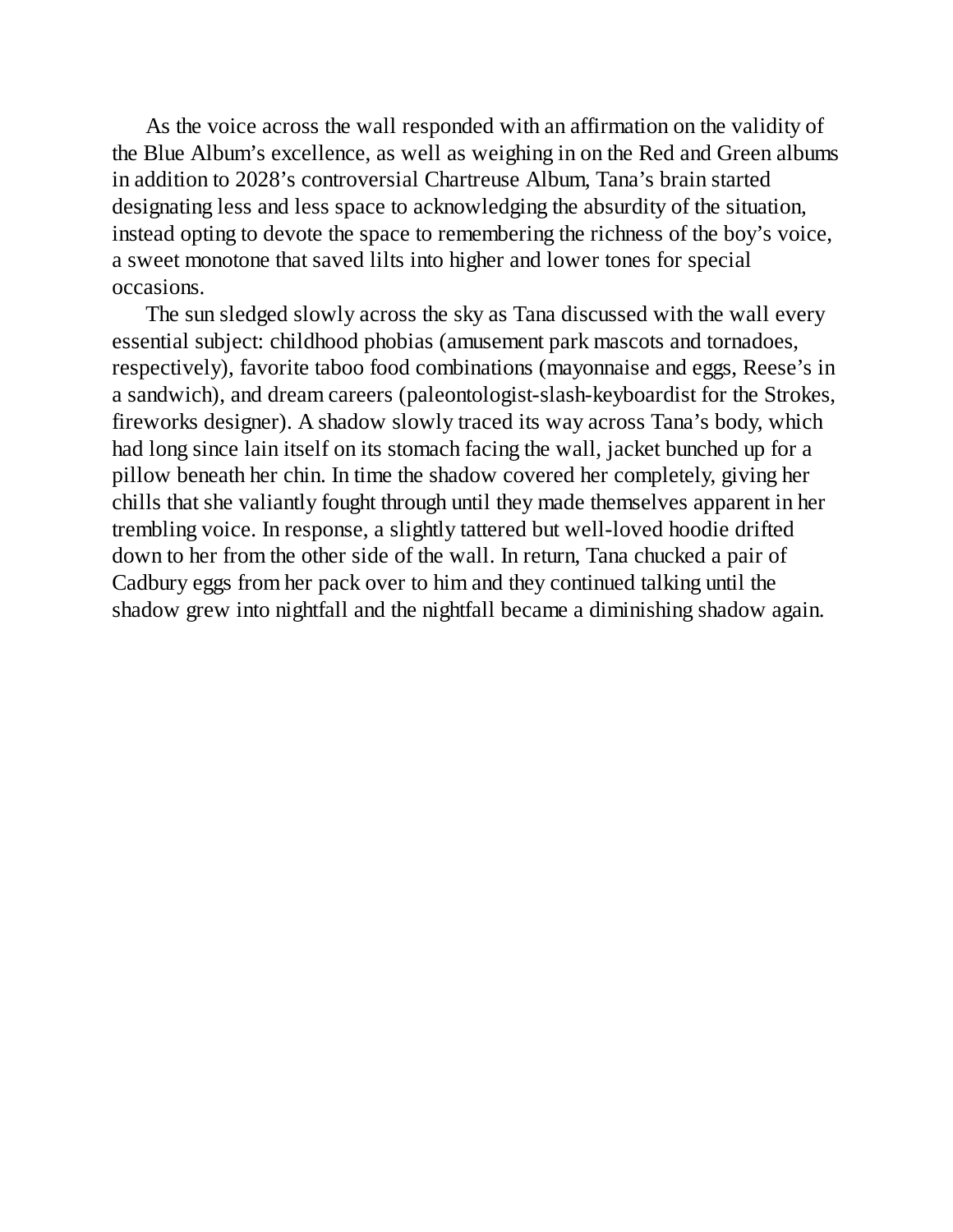As the voice across the wall responded with an affirmation on the validity of the Blue Album's excellence, as well as weighing in on the Red and Green albums in addition to 2028's controversial Chartreuse Album, Tana's brain started designating less and less space to acknowledging the absurdity of the situation, instead opting to devote the space to remembering the richness of the boy's voice, a sweet monotone that saved lilts into higher and lower tones for special occasions.

The sun sledged slowly across the sky as Tana discussed with the wall every essential subject: childhood phobias (amusement park mascots and tornadoes, respectively), favorite taboo food combinations (mayonnaise and eggs, Reese's in a sandwich), and dream careers (paleontologist-slash-keyboardist for the Strokes, fireworks designer). A shadow slowly traced its way across Tana's body, which had long since lain itself on its stomach facing the wall, jacket bunched up for a pillow beneath her chin. In time the shadow covered her completely, giving her chills that she valiantly fought through until they made themselves apparent in her trembling voice. In response, a slightly tattered but well-loved hoodie drifted down to her from the other side of the wall. In return, Tana chucked a pair of Cadbury eggs from her pack over to him and they continued talking until the shadow grew into nightfall and the nightfall became a diminishing shadow again.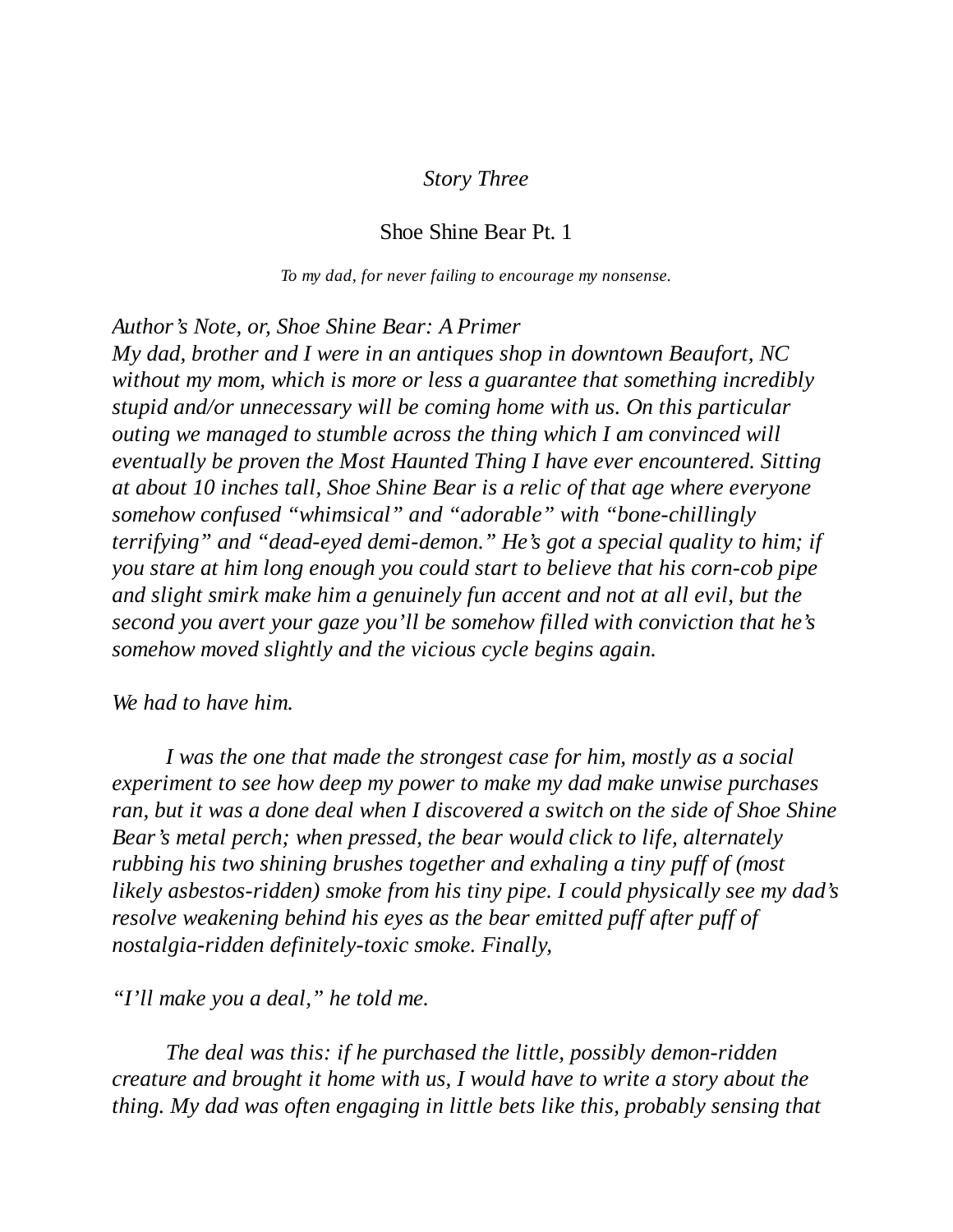*Story Three*

Shoe Shine Bear Pt. 1

*To my dad, for never failing to encourage my nonsense.*

*Author's Note, or, Shoe Shine Bear: A Primer*

*My dad, brother and I were in an antiques shop in downtown Beaufort, NC without my mom, which is more or less a guarantee that something incredibly stupid and/or unnecessary will be coming home with us. On this particular outing we managed to stumble across the thing which I am convinced will eventually be proven the Most Haunted Thing I have ever encountered. Sitting at about 10 inches tall, Shoe Shine Bear is a relic of that age where everyone somehow confused "whimsical" and "adorable" with "bone-chillingly terrifying" and "dead-eyed demi-demon." He's got a special quality to him; if you stare at him long enough you could start to believe that his corn-cob pipe and slight smirk make him a genuinely fun accent and not at all evil, but the second you avert your gaze you'll be somehow filled with conviction that he's somehow moved slightly and the vicious cycle begins again.*

*We had to have him.*

*I was the one that made the strongest case for him, mostly as a social experiment to see how deep my power to make my dad make unwise purchases ran, but it was a done deal when I discovered a switch on the side of Shoe Shine Bear's metal perch; when pressed, the bear would click to life, alternately rubbing his two shining brushes together and exhaling a tiny puff of (most likely asbestos-ridden) smoke from his tiny pipe. I could physically see my dad's resolve weakening behind his eyes as the bear emitted puff after puff of nostalgia-ridden definitely-toxic smoke. Finally,*

*"I'll make you a deal," he told me.*

*The deal was this: if he purchased the little, possibly demon-ridden creature and brought it home with us, I would have to write a story about the thing. My dad was often engaging in little bets like this, probably sensing that*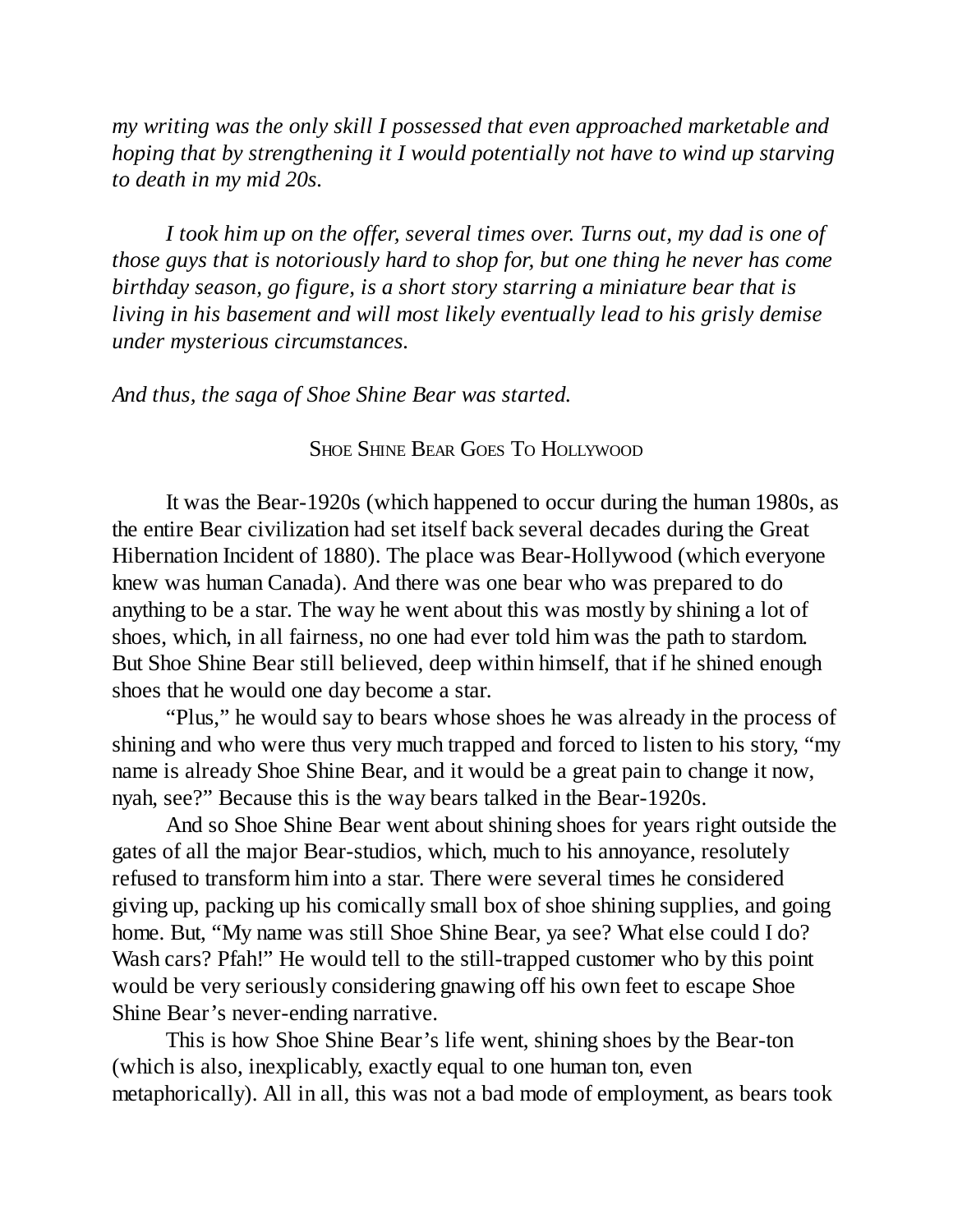*my writing was the only skill I possessed that even approached marketable and hoping that by strengthening it I would potentially not have to wind up starving to death in my mid 20s.*

*I took him up on the offer, several times over. Turns out, my dad is one of those guys that is notoriously hard to shop for, but one thing he never has come birthday season, go figure, is a short story starring a miniature bear that is living in his basement and will most likely eventually lead to his grisly demise under mysterious circumstances.*

*And thus, the saga of Shoe Shine Bear was started.*

## Shoe Shine Bear Goes To Hollywood

It was the Bear-1920s (which happened to occur during the human 1980s, as the entire Bear civilization had set itself back several decades during the Great Hibernation Incident of 1880). The place was Bear-Hollywood (which everyone knew was human Canada). And there was one bear who was prepared to do anything to be a star. The way he went about this was mostly by shining a lot of shoes, which, in all fairness, no one had ever told him was the path to stardom. But Shoe Shine Bear still believed, deep within himself, that if he shined enough shoes that he would one day become a star.

"Plus," he would say to bears whose shoes he was already in the process of shining and who were thus very much trapped and forced to listen to his story, "my name is already Shoe Shine Bear, and it would be a great pain to change it now, nyah, see?" Because this is the way bears talked in the Bear-1920s.

And so Shoe Shine Bear went about shining shoes for years right outside the gates of all the major Bear-studios, which, much to his annoyance, resolutely refused to transform him into a star. There were several times he considered giving up, packing up his comically small box of shoe shining supplies, and going home. But, "My name was still Shoe Shine Bear, ya see? What else could I do? Wash cars? Pfah!" He would tell to the still-trapped customer who by this point would be very seriously considering gnawing off his own feet to escape Shoe Shine Bear's never-ending narrative.

This is how Shoe Shine Bear's life went, shining shoes by the Bear-ton (which is also, inexplicably, exactly equal to one human ton, even metaphorically). All in all, this was not a bad mode of employment, as bears took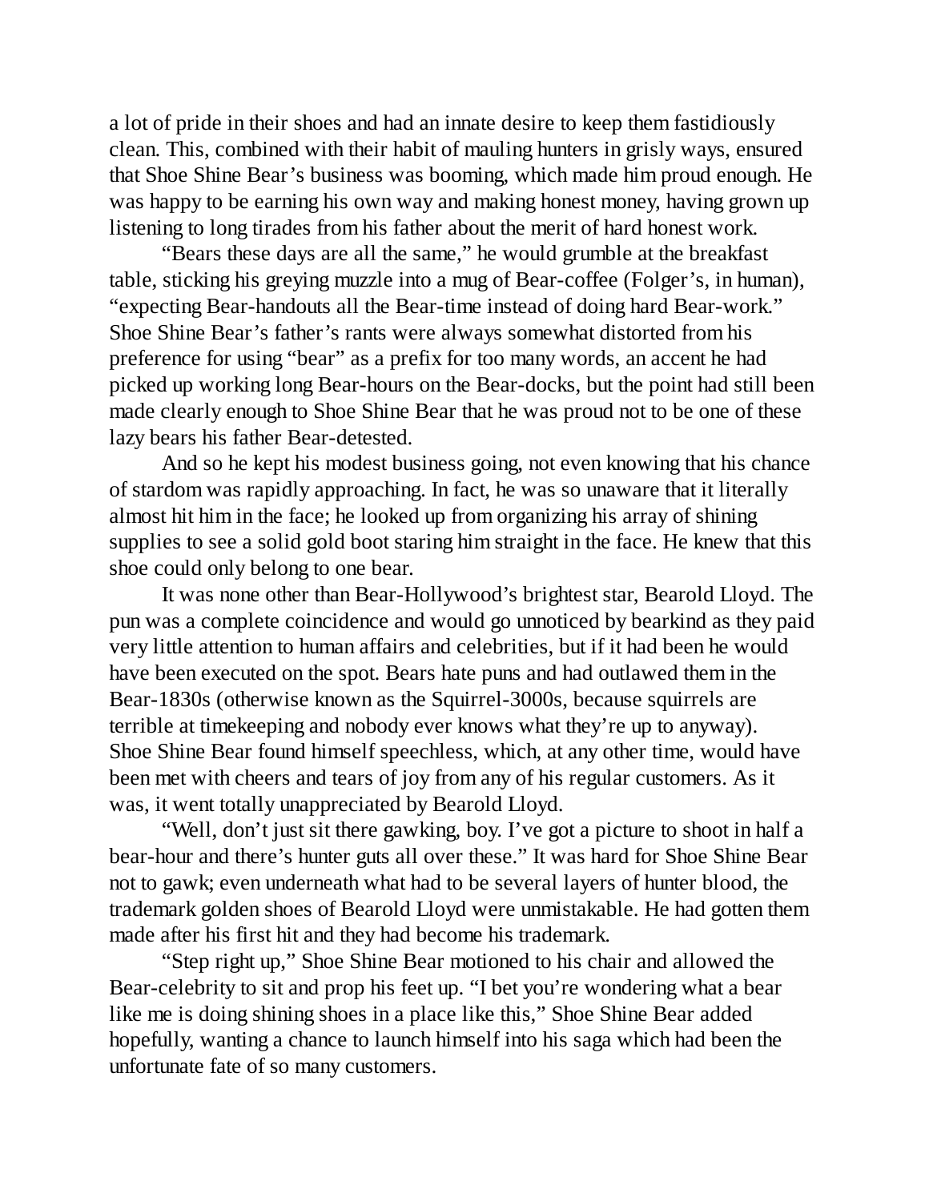a lot of pride in their shoes and had an innate desire to keep them fastidiously clean. This, combined with their habit of mauling hunters in grisly ways, ensured that Shoe Shine Bear's business was booming, which made him proud enough. He was happy to be earning his own way and making honest money, having grown up listening to long tirades from his father about the merit of hard honest work.

"Bears these days are all the same," he would grumble at the breakfast table, sticking his greying muzzle into a mug of Bear-coffee (Folger's, in human), "expecting Bear-handouts all the Bear-time instead of doing hard Bear-work." Shoe Shine Bear's father's rants were always somewhat distorted from his preference for using "bear" as a prefix for too many words, an accent he had picked up working long Bear-hours on the Bear-docks, but the point had still been made clearly enough to Shoe Shine Bear that he was proud not to be one of these lazy bears his father Bear-detested.

And so he kept his modest business going, not even knowing that his chance of stardom was rapidly approaching. In fact, he was so unaware that it literally almost hit him in the face; he looked up from organizing his array of shining supplies to see a solid gold boot staring him straight in the face. He knew that this shoe could only belong to one bear.

It was none other than Bear-Hollywood's brightest star, Bearold Lloyd. The pun was a complete coincidence and would go unnoticed by bearkind as they paid very little attention to human affairs and celebrities, but if it had been he would have been executed on the spot. Bears hate puns and had outlawed them in the Bear-1830s (otherwise known as the Squirrel-3000s, because squirrels are terrible at timekeeping and nobody ever knows what they're up to anyway). Shoe Shine Bear found himself speechless, which, at any other time, would have been met with cheers and tears of joy from any of his regular customers. As it was, it went totally unappreciated by Bearold Lloyd.

"Well, don't just sit there gawking, boy. I've got a picture to shoot in half a bear-hour and there's hunter guts all over these." It was hard for Shoe Shine Bear not to gawk; even underneath what had to be several layers of hunter blood, the trademark golden shoes of Bearold Lloyd were unmistakable. He had gotten them made after his first hit and they had become his trademark.

"Step right up," Shoe Shine Bear motioned to his chair and allowed the Bear-celebrity to sit and prop his feet up. "I bet you're wondering what a bear like me is doing shining shoes in a place like this," Shoe Shine Bear added hopefully, wanting a chance to launch himself into his saga which had been the unfortunate fate of so many customers.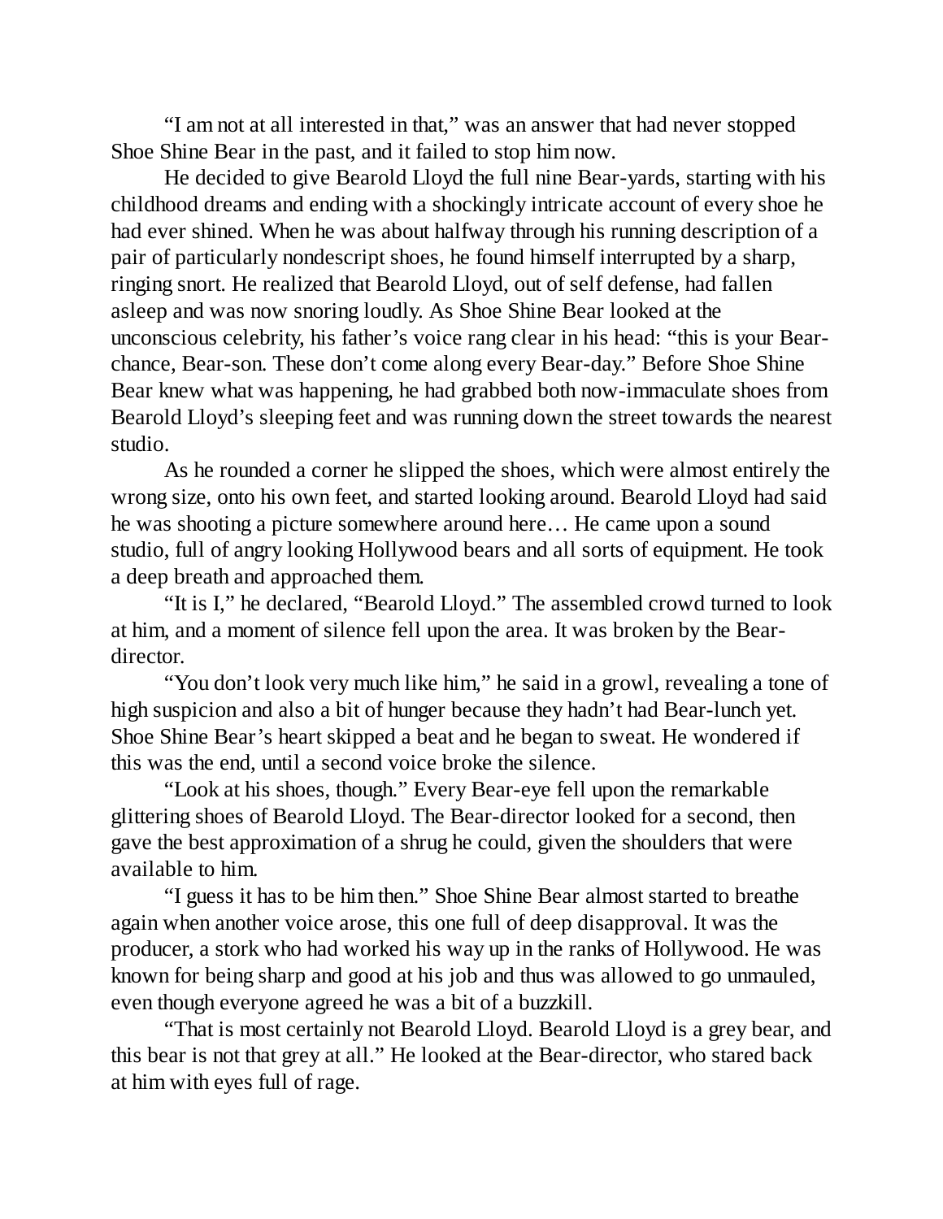"I am not at all interested in that," was an answer that had never stopped Shoe Shine Bear in the past, and it failed to stop him now.

He decided to give Bearold Lloyd the full nine Bear-yards, starting with his childhood dreams and ending with a shockingly intricate account of every shoe he had ever shined. When he was about halfway through his running description of a pair of particularly nondescript shoes, he found himself interrupted by a sharp, ringing snort. He realized that Bearold Lloyd, out of self defense, had fallen asleep and was now snoring loudly. As Shoe Shine Bear looked at the unconscious celebrity, his father's voice rang clear in his head: "this is your Bear-chance, Bear-son. These don't come along every Bear-day." Before Shoe Shine Bear knew what was happening, he had grabbed both now-immaculate shoes from Bearold Lloyd's sleeping feet and was running down the street towards the nearest studio.

As he rounded a corner he slipped the shoes, which were almost entirely the wrong size, onto his own feet, and started looking around. Bearold Lloyd had said he was shooting a picture somewhere around here… He came upon a sound studio, full of angry looking Hollywood bears and all sorts of equipment. He took a deep breath and approached them.

"It is I," he declared, "Bearold Lloyd." The assembled crowd turned to look at him, and a moment of silence fell upon the area. It was broken by the Bear-director.

"You don't look very much like him," he said in a growl, revealing a tone of high suspicion and also a bit of hunger because they hadn't had Bear-lunch yet. Shoe Shine Bear's heart skipped a beat and he began to sweat. He wondered if this was the end, until a second voice broke the silence.

"Look at his shoes, though." Every Bear-eye fell upon the remarkable glittering shoes of Bearold Lloyd. The Bear-director looked for a second, then gave the best approximation of a shrug he could, given the shoulders that were available to him.

"I guess it has to be him then." Shoe Shine Bear almost started to breathe again when another voice arose, this one full of deep disapproval. It was the producer, a stork who had worked his way up in the ranks of Hollywood. He was known for being sharp and good at his job and thus was allowed to go unmauled, even though everyone agreed he was a bit of a buzzkill.

"That is most certainly not Bearold Lloyd. Bearold Lloyd is a grey bear, and this bear is not that grey at all." He looked at the Bear-director, who stared back at him with eyes full of rage.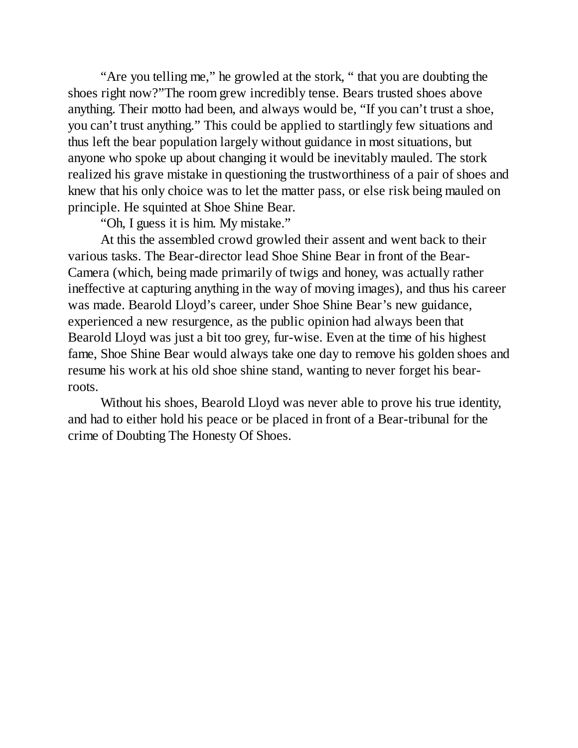"Are you telling me," he growled at the stork, " that you are doubting the shoes right now?"The room grew incredibly tense. Bears trusted shoes above anything. Their motto had been, and always would be, "If you can't trust a shoe, you can't trust anything." This could be applied to startlingly few situations and thus left the bear population largely without guidance in most situations, but anyone who spoke up about changing it would be inevitably mauled. The stork realized his grave mistake in questioning the trustworthiness of a pair of shoes and knew that his only choice was to let the matter pass, or else risk being mauled on principle. He squinted at Shoe Shine Bear.

"Oh, I guess it is him. My mistake."

At this the assembled crowd growled their assent and went back to their various tasks. The Bear-director lead Shoe Shine Bear in front of the Bear-Camera (which, being made primarily of twigs and honey, was actually rather ineffective at capturing anything in the way of moving images), and thus his career was made. Bearold Lloyd's career, under Shoe Shine Bear's new guidance, experienced a new resurgence, as the public opinion had always been that Bearold Lloyd was just a bit too grey, fur-wise. Even at the time of his highest fame, Shoe Shine Bear would always take one day to remove his golden shoes and resume his work at his old shoe shine stand, wanting to never forget his bear-roots.

Without his shoes, Bearold Lloyd was never able to prove his true identity, and had to either hold his peace or be placed in front of a Bear-tribunal for the crime of Doubting The Honesty Of Shoes.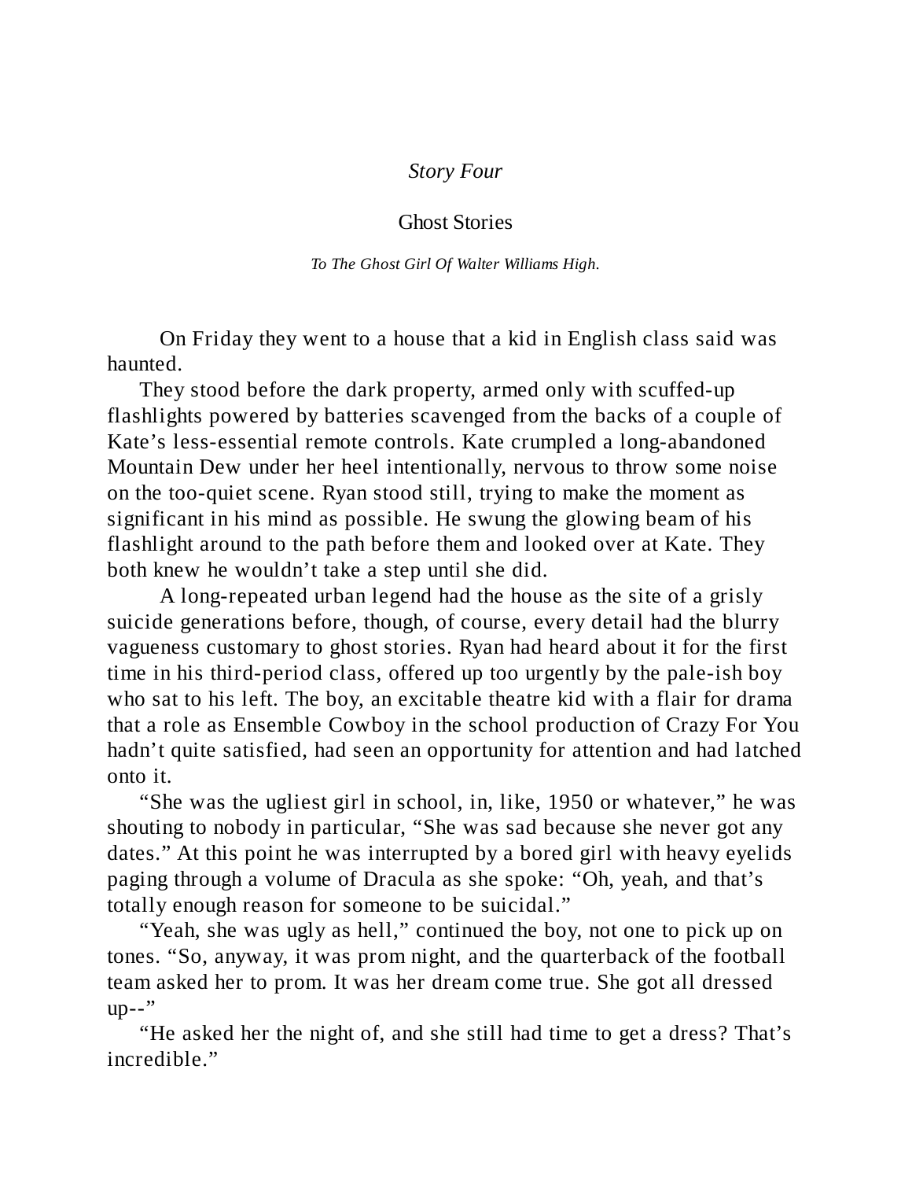*Story Four*

## Ghost Stories

*To The Ghost Girl Of Walter Williams High.*

On Friday they went to a house that a kid in English class said was haunted.

They stood before the dark property, armed only with scuffed-up flashlights powered by batteries scavenged from the backs of a couple of Kate's less-essential remote controls. Kate crumpled a long-abandoned Mountain Dew under her heel intentionally, nervous to throw some noise on the too-quiet scene. Ryan stood still, trying to make the moment as significant in his mind as possible. He swung the glowing beam of his flashlight around to the path before them and looked over at Kate. They both knew he wouldn't take a step until she did.

A long-repeated urban legend had the house as the site of a grisly suicide generations before, though, of course, every detail had the blurry vagueness customary to ghost stories. Ryan had heard about it for the first time in his third-period class, offered up too urgently by the pale-ish boy who sat to his left. The boy, an excitable theatre kid with a flair for drama that a role as Ensemble Cowboy in the school production of Crazy For You hadn't quite satisfied, had seen an opportunity for attention and had latched onto it.

"She was the ugliest girl in school, in, like, 1950 or whatever," he was shouting to nobody in particular, "She was sad because she never got any dates." At this point he was interrupted by a bored girl with heavy eyelids paging through a volume of Dracula as she spoke: "Oh, yeah, and that's totally enough reason for someone to be suicidal."

"Yeah, she was ugly as hell," continued the boy, not one to pick up on tones. "So, anyway, it was prom night, and the quarterback of the football team asked her to prom. It was her dream come true. She got all dressed up--"

"He asked her the night of, and she still had time to get a dress? That's incredible."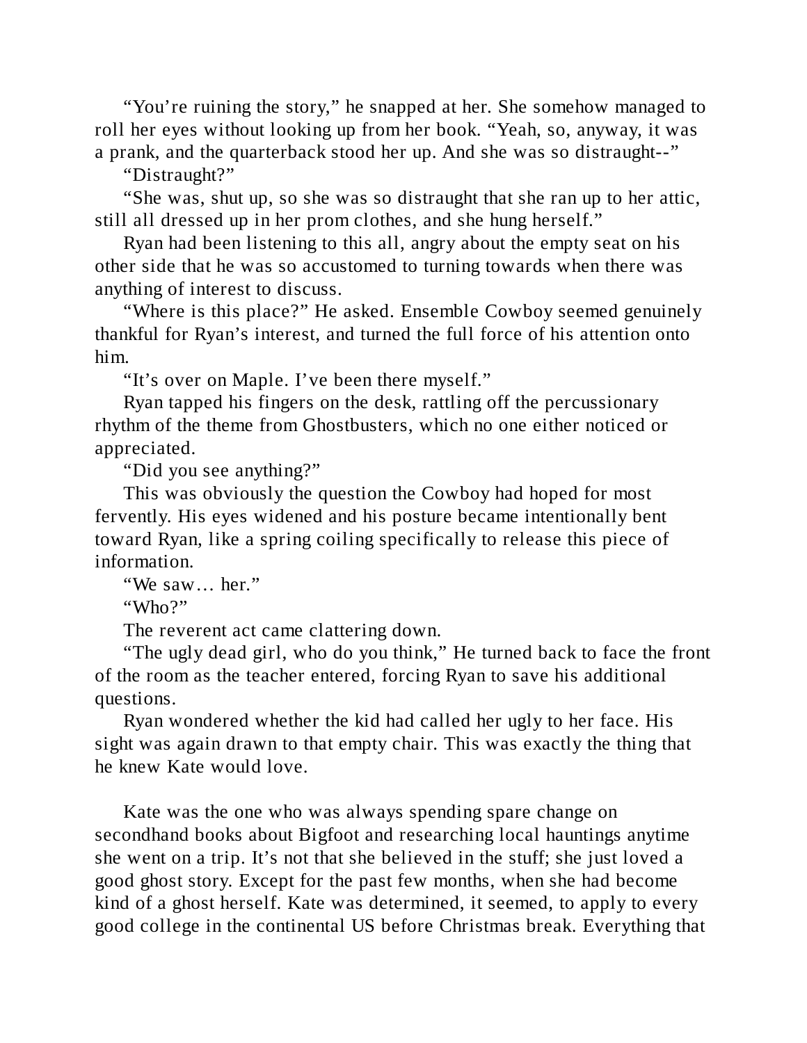"You're ruining the story," he snapped at her. She somehow managed to roll her eyes without looking up from her book. "Yeah, so, anyway, it was a prank, and the quarterback stood her up. And she was so distraught--"

"Distraught?"

"She was, shut up, so she was so distraught that she ran up to her attic, still all dressed up in her prom clothes, and she hung herself."

Ryan had been listening to this all, angry about the empty seat on his other side that he was so accustomed to turning towards when there was anything of interest to discuss.

"Where is this place?" He asked. Ensemble Cowboy seemed genuinely thankful for Ryan's interest, and turned the full force of his attention onto him.

"It's over on Maple. I've been there myself."

Ryan tapped his fingers on the desk, rattling off the percussionary rhythm of the theme from Ghostbusters, which no one either noticed or appreciated.

"Did you see anything?"

This was obviously the question the Cowboy had hoped for most fervently. His eyes widened and his posture became intentionally bent toward Ryan, like a spring coiling specifically to release this piece of information.

"We saw… her."

"Who?"

The reverent act came clattering down.

"The ugly dead girl, who do you think," He turned back to face the front of the room as the teacher entered, forcing Ryan to save his additional questions.

Ryan wondered whether the kid had called her ugly to her face. His sight was again drawn to that empty chair. This was exactly the thing that he knew Kate would love.

Kate was the one who was always spending spare change on secondhand books about Bigfoot and researching local hauntings anytime she went on a trip. It's not that she believed in the stuff; she just loved a good ghost story. Except for the past few months, when she had become kind of a ghost herself. Kate was determined, it seemed, to apply to every good college in the continental US before Christmas break. Everything that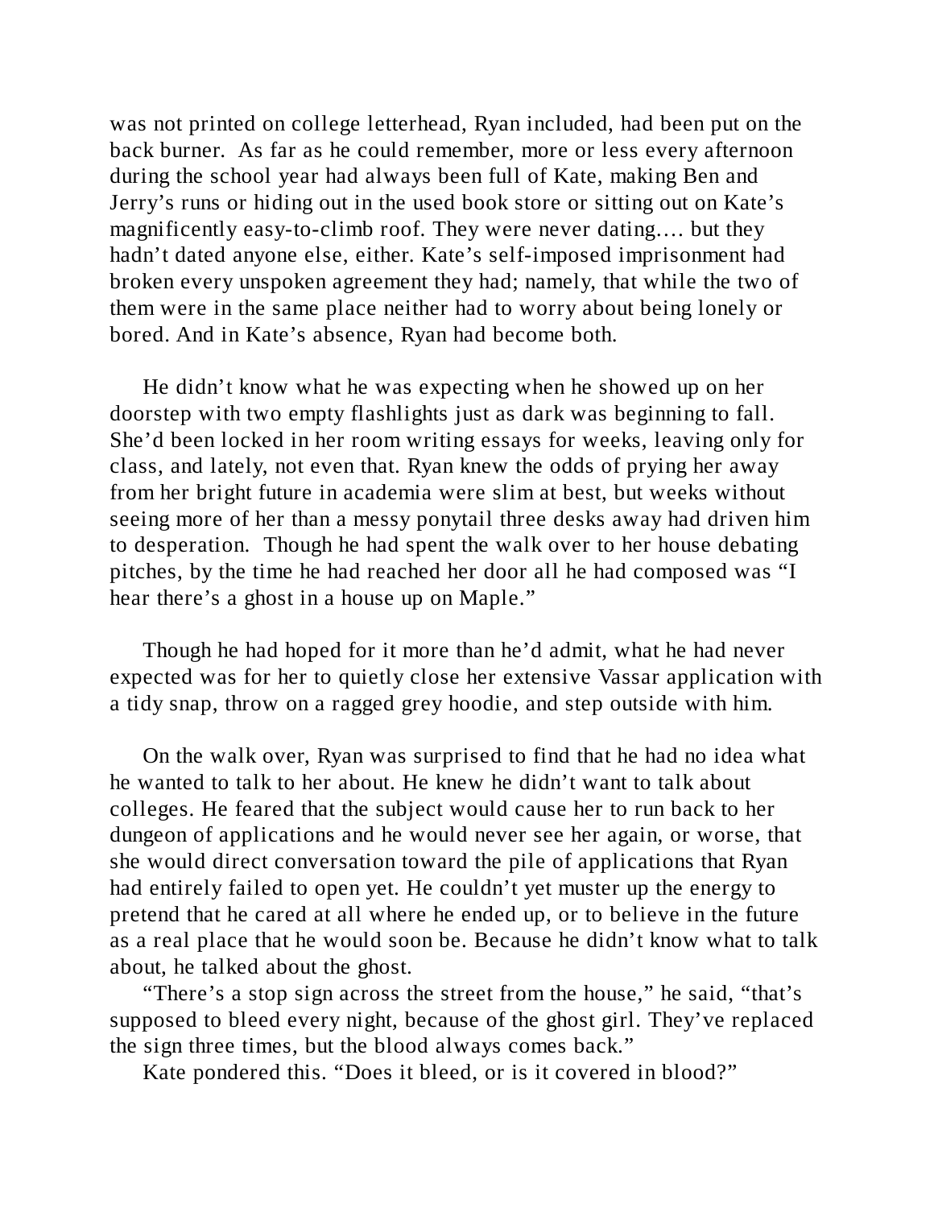was not printed on college letterhead, Ryan included, had been put on the back burner. As far as he could remember, more or less every afternoon during the school year had always been full of Kate, making Ben and Jerry's runs or hiding out in the used book store or sitting out on Kate's magnificently easy-to-climb roof. They were never dating…. but they hadn't dated anyone else, either. Kate's self-imposed imprisonment had broken every unspoken agreement they had; namely, that while the two of them were in the same place neither had to worry about being lonely or bored. And in Kate's absence, Ryan had become both.

He didn't know what he was expecting when he showed up on her doorstep with two empty flashlights just as dark was beginning to fall. She'd been locked in her room writing essays for weeks, leaving only for class, and lately, not even that. Ryan knew the odds of prying her away from her bright future in academia were slim at best, but weeks without seeing more of her than a messy ponytail three desks away had driven him to desperation. Though he had spent the walk over to her house debating pitches, by the time he had reached her door all he had composed was "I hear there's a ghost in a house up on Maple."

Though he had hoped for it more than he'd admit, what he had never expected was for her to quietly close her extensive Vassar application with a tidy snap, throw on a ragged grey hoodie, and step outside with him.

On the walk over, Ryan was surprised to find that he had no idea what he wanted to talk to her about. He knew he didn't want to talk about colleges. He feared that the subject would cause her to run back to her dungeon of applications and he would never see her again, or worse, that she would direct conversation toward the pile of applications that Ryan had entirely failed to open yet. He couldn't yet muster up the energy to pretend that he cared at all where he ended up, or to believe in the future as a real place that he would soon be. Because he didn't know what to talk about, he talked about the ghost.

"There's a stop sign across the street from the house," he said, "that's supposed to bleed every night, because of the ghost girl. They've replaced the sign three times, but the blood always comes back."

Kate pondered this. "Does it bleed, or is it covered in blood?"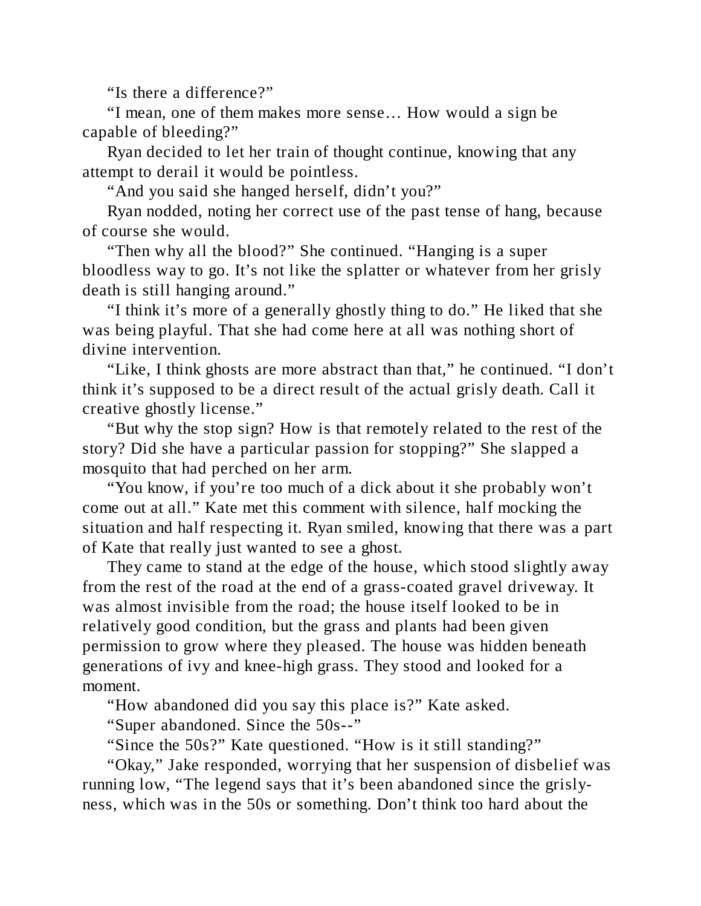"Is there a difference?"

"I mean, one of them makes more sense… How would a sign be capable of bleeding?"

Ryan decided to let her train of thought continue, knowing that any attempt to derail it would be pointless.

"And you said she hanged herself, didn't you?"

Ryan nodded, noting her correct use of the past tense of hang, because of course she would.

"Then why all the blood?" She continued. "Hanging is a super bloodless way to go. It's not like the splatter or whatever from her grisly death is still hanging around."

"I think it's more of a generally ghostly thing to do." He liked that she was being playful. That she had come here at all was nothing short of divine intervention.

"Like, I think ghosts are more abstract than that," he continued. "I don't think it's supposed to be a direct result of the actual grisly death. Call it creative ghostly license."

"But why the stop sign? How is that remotely related to the rest of the story? Did she have a particular passion for stopping?" She slapped a mosquito that had perched on her arm.

"You know, if you're too much of a dick about it she probably won't come out at all." Kate met this comment with silence, half mocking the situation and half respecting it. Ryan smiled, knowing that there was a part of Kate that really just wanted to see a ghost.

They came to stand at the edge of the house, which stood slightly away from the rest of the road at the end of a grass-coated gravel driveway. It was almost invisible from the road; the house itself looked to be in relatively good condition, but the grass and plants had been given permission to grow where they pleased. The house was hidden beneath generations of ivy and knee-high grass. They stood and looked for a moment.

"How abandoned did you say this place is?" Kate asked.

"Super abandoned. Since the 50s--"

"Since the 50s?" Kate questioned. "How is it still standing?"

"Okay," Jake responded, worrying that her suspension of disbelief was running low, "The legend says that it's been abandoned since the grisly-ness, which was in the 50s or something. Don't think too hard about the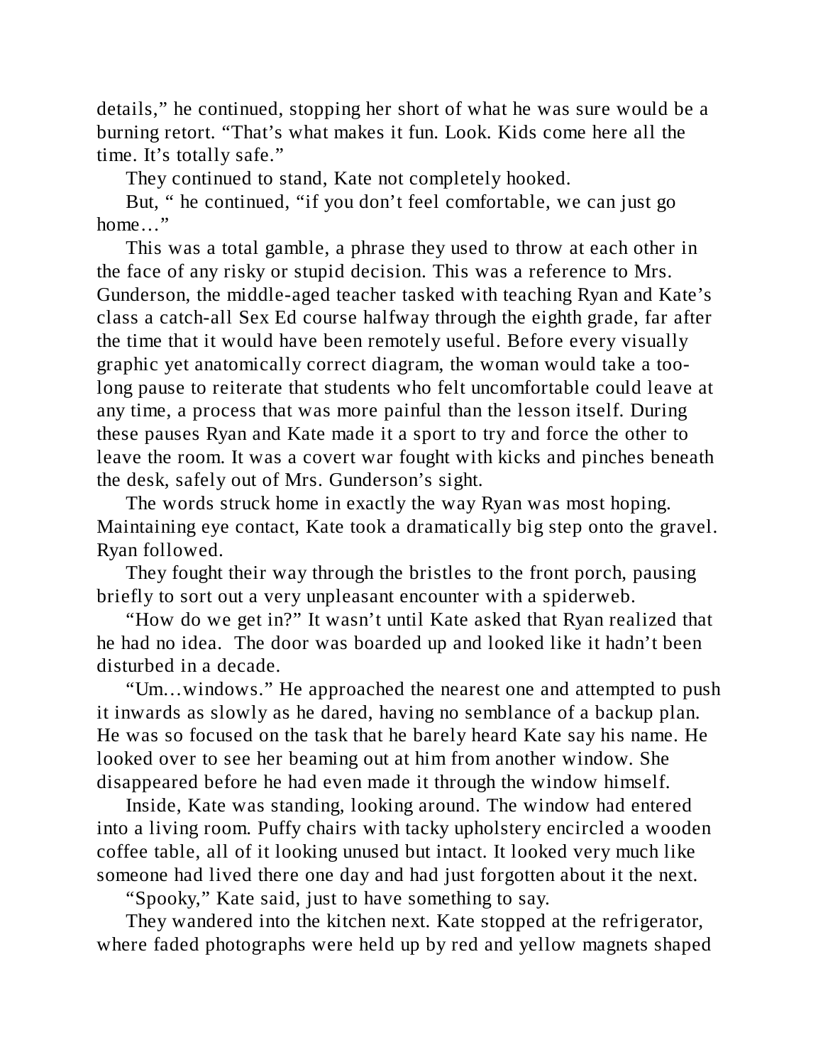details," he continued, stopping her short of what he was sure would be a burning retort. "That's what makes it fun. Look. Kids come here all the time. It's totally safe."

They continued to stand, Kate not completely hooked.

But, " he continued, "if you don't feel comfortable, we can just go home…"

This was a total gamble, a phrase they used to throw at each other in the face of any risky or stupid decision. This was a reference to Mrs. Gunderson, the middle-aged teacher tasked with teaching Ryan and Kate's class a catch-all Sex Ed course halfway through the eighth grade, far after the time that it would have been remotely useful. Before every visually graphic yet anatomically correct diagram, the woman would take a too-long pause to reiterate that students who felt uncomfortable could leave at any time, a process that was more painful than the lesson itself. During these pauses Ryan and Kate made it a sport to try and force the other to leave the room. It was a covert war fought with kicks and pinches beneath the desk, safely out of Mrs. Gunderson's sight.

The words struck home in exactly the way Ryan was most hoping. Maintaining eye contact, Kate took a dramatically big step onto the gravel. Ryan followed.

They fought their way through the bristles to the front porch, pausing briefly to sort out a very unpleasant encounter with a spiderweb.

"How do we get in?" It wasn't until Kate asked that Ryan realized that he had no idea. The door was boarded up and looked like it hadn't been disturbed in a decade.

"Um…windows." He approached the nearest one and attempted to push it inwards as slowly as he dared, having no semblance of a backup plan. He was so focused on the task that he barely heard Kate say his name. He looked over to see her beaming out at him from another window. She disappeared before he had even made it through the window himself.

Inside, Kate was standing, looking around. The window had entered into a living room. Puffy chairs with tacky upholstery encircled a wooden coffee table, all of it looking unused but intact. It looked very much like someone had lived there one day and had just forgotten about it the next.

"Spooky," Kate said, just to have something to say.

They wandered into the kitchen next. Kate stopped at the refrigerator, where faded photographs were held up by red and yellow magnets shaped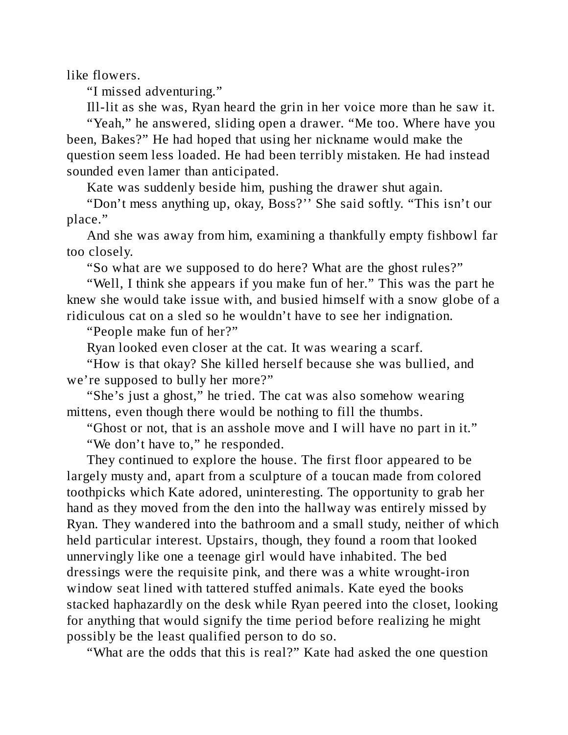like flowers.

“I missed adventuring.”

Ill-lit as she was, Ryan heard the grin in her voice more than he saw it.

“Yeah,” he answered, sliding open a drawer. “Me too. Where have you been, Bakes?” He had hoped that using her nickname would make the question seem less loaded. He had been terribly mistaken. He had instead sounded even lamer than anticipated.

Kate was suddenly beside him, pushing the drawer shut again.

“Don’t mess anything up, okay, Boss?’’ She said softly. “This isn’t our place.”

And she was away from him, examining a thankfully empty fishbowl far too closely.

“So what are we supposed to do here? What are the ghost rules?”

“Well, I think she appears if you make fun of her.” This was the part he knew she would take issue with, and busied himself with a snow globe of a ridiculous cat on a sled so he wouldn’t have to see her indignation.

“People make fun of her?”

Ryan looked even closer at the cat. It was wearing a scarf.

“How is that okay? She killed herself because she was bullied, and we’re supposed to bully her more?”

“She’s just a ghost,” he tried. The cat was also somehow wearing mittens, even though there would be nothing to fill the thumbs.

“Ghost or not, that is an asshole move and I will have no part in it.”

“We don’t have to,” he responded.

They continued to explore the house. The first floor appeared to be largely musty and, apart from a sculpture of a toucan made from colored toothpicks which Kate adored, uninteresting. The opportunity to grab her hand as they moved from the den into the hallway was entirely missed by Ryan. They wandered into the bathroom and a small study, neither of which held particular interest. Upstairs, though, they found a room that looked unnervingly like one a teenage girl would have inhabited. The bed dressings were the requisite pink, and there was a white wrought-iron window seat lined with tattered stuffed animals. Kate eyed the books stacked haphazardly on the desk while Ryan peered into the closet, looking for anything that would signify the time period before realizing he might possibly be the least qualified person to do so.

“What are the odds that this is real?” Kate had asked the one question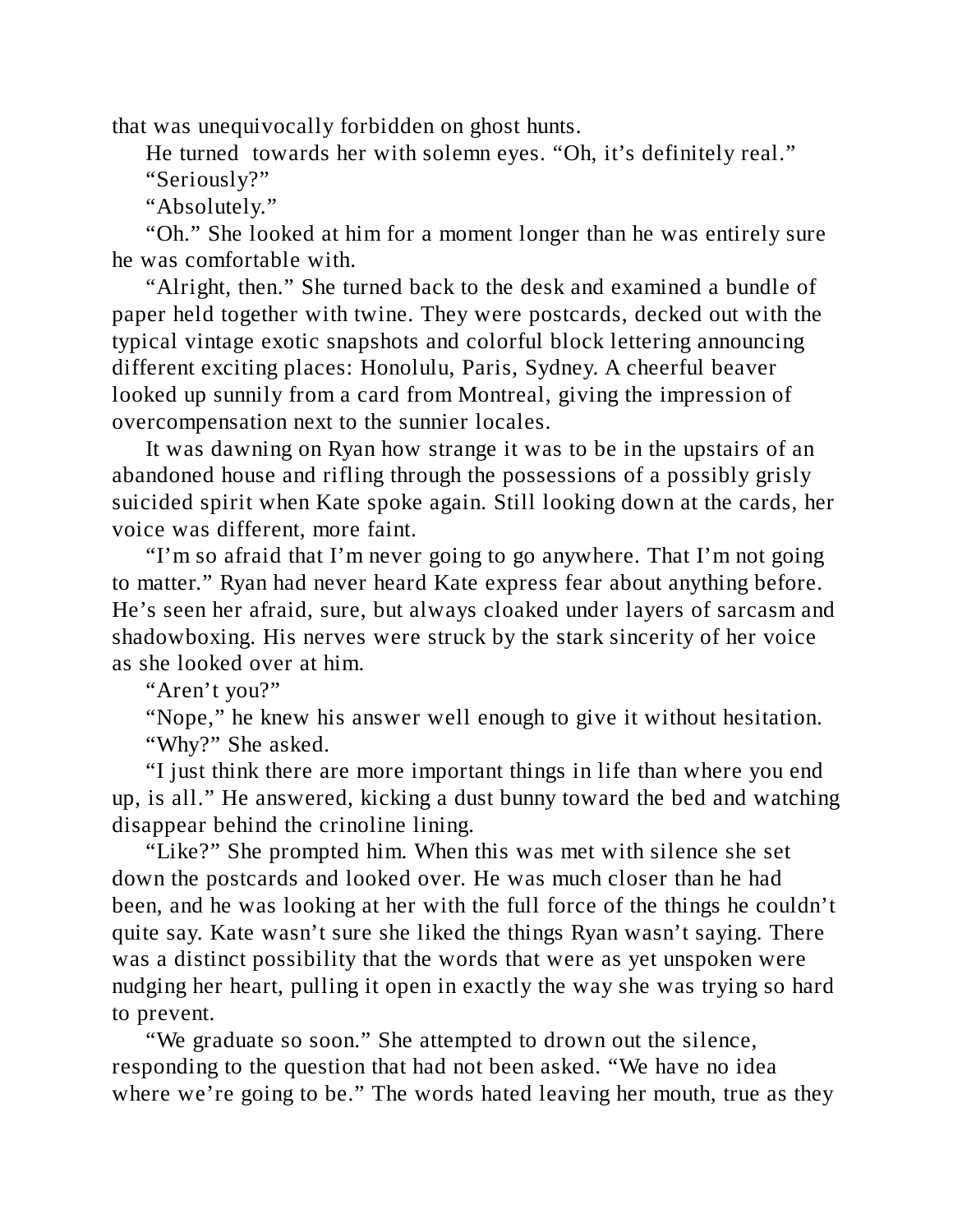that was unequivocally forbidden on ghost hunts.

He turned towards her with solemn eyes. "Oh, it's definitely real."

"Seriously?"

"Absolutely."

"Oh." She looked at him for a moment longer than he was entirely sure he was comfortable with.

"Alright, then." She turned back to the desk and examined a bundle of paper held together with twine. They were postcards, decked out with the typical vintage exotic snapshots and colorful block lettering announcing different exciting places: Honolulu, Paris, Sydney. A cheerful beaver looked up sunnily from a card from Montreal, giving the impression of overcompensation next to the sunnier locales.

It was dawning on Ryan how strange it was to be in the upstairs of an abandoned house and rifling through the possessions of a possibly grisly suicided spirit when Kate spoke again. Still looking down at the cards, her voice was different, more faint.

"I'm so afraid that I'm never going to go anywhere. That I'm not going to matter." Ryan had never heard Kate express fear about anything before. He's seen her afraid, sure, but always cloaked under layers of sarcasm and shadowboxing. His nerves were struck by the stark sincerity of her voice as she looked over at him.

"Aren't you?"

"Nope," he knew his answer well enough to give it without hesitation.

"Why?" She asked.

"I just think there are more important things in life than where you end up, is all." He answered, kicking a dust bunny toward the bed and watching disappear behind the crinoline lining.

"Like?" She prompted him. When this was met with silence she set down the postcards and looked over. He was much closer than he had been, and he was looking at her with the full force of the things he couldn't quite say. Kate wasn't sure she liked the things Ryan wasn't saying. There was a distinct possibility that the words that were as yet unspoken were nudging her heart, pulling it open in exactly the way she was trying so hard to prevent.

"We graduate so soon." She attempted to drown out the silence, responding to the question that had not been asked. "We have no idea where we're going to be." The words hated leaving her mouth, true as they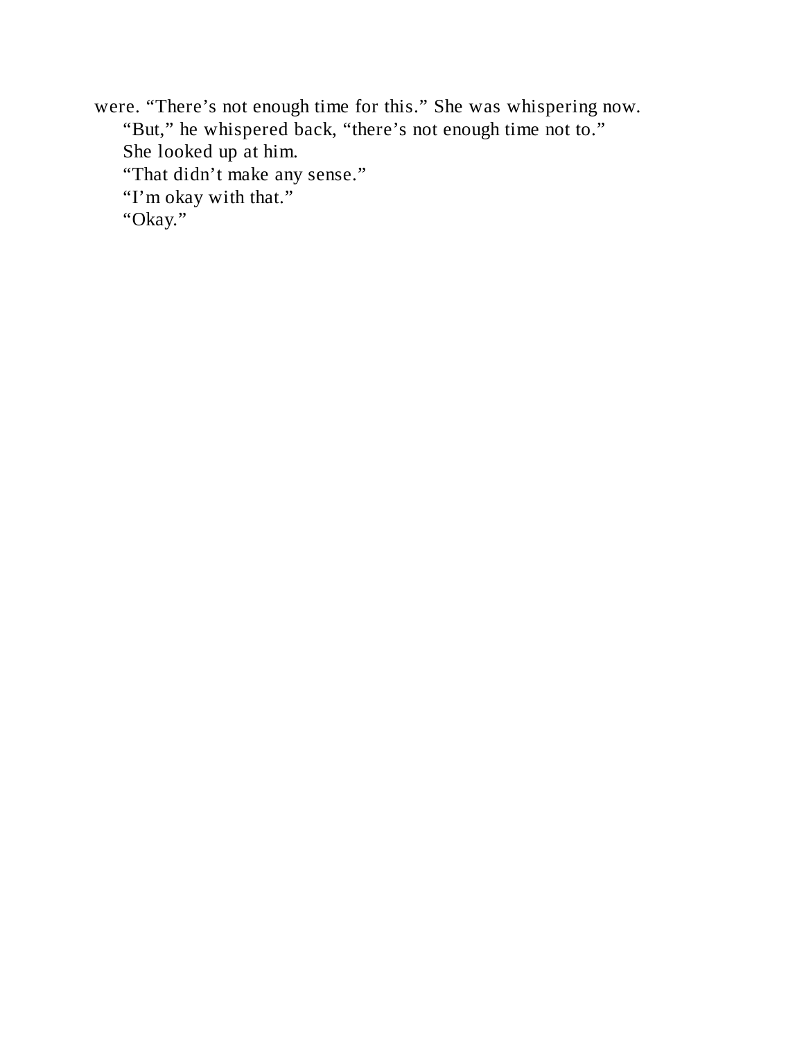were. “There’s not enough time for this.” She was whispering now.

“But,” he whispered back, “there’s not enough time not to.”

She looked up at him.

“That didn’t make any sense.”

“I’m okay with that.”

“Okay.”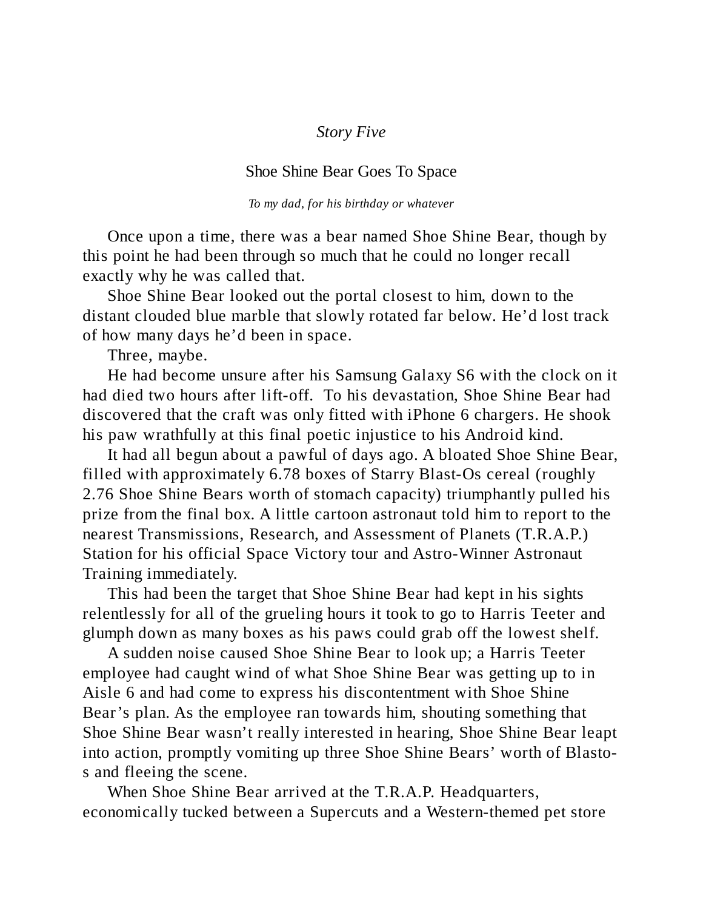*Story Five*

## Shoe Shine Bear Goes To Space

*To my dad, for his birthday or whatever*

Once upon a time, there was a bear named Shoe Shine Bear, though by this point he had been through so much that he could no longer recall exactly why he was called that.

Shoe Shine Bear looked out the portal closest to him, down to the distant clouded blue marble that slowly rotated far below. He'd lost track of how many days he'd been in space.

Three, maybe.

He had become unsure after his Samsung Galaxy S6 with the clock on it had died two hours after lift-off. To his devastation, Shoe Shine Bear had discovered that the craft was only fitted with iPhone 6 chargers. He shook his paw wrathfully at this final poetic injustice to his Android kind.

It had all begun about a pawful of days ago. A bloated Shoe Shine Bear, filled with approximately 6.78 boxes of Starry Blast-Os cereal (roughly 2.76 Shoe Shine Bears worth of stomach capacity) triumphantly pulled his prize from the final box. A little cartoon astronaut told him to report to the nearest Transmissions, Research, and Assessment of Planets (T.R.A.P.) Station for his official Space Victory tour and Astro-Winner Astronaut Training immediately.

This had been the target that Shoe Shine Bear had kept in his sights relentlessly for all of the grueling hours it took to go to Harris Teeter and glumph down as many boxes as his paws could grab off the lowest shelf.

A sudden noise caused Shoe Shine Bear to look up; a Harris Teeter employee had caught wind of what Shoe Shine Bear was getting up to in Aisle 6 and had come to express his discontentment with Shoe Shine Bear's plan. As the employee ran towards him, shouting something that Shoe Shine Bear wasn't really interested in hearing, Shoe Shine Bear leapt into action, promptly vomiting up three Shoe Shine Bears' worth of Blasto-s and fleeing the scene.

When Shoe Shine Bear arrived at the T.R.A.P. Headquarters, economically tucked between a Supercuts and a Western-themed pet store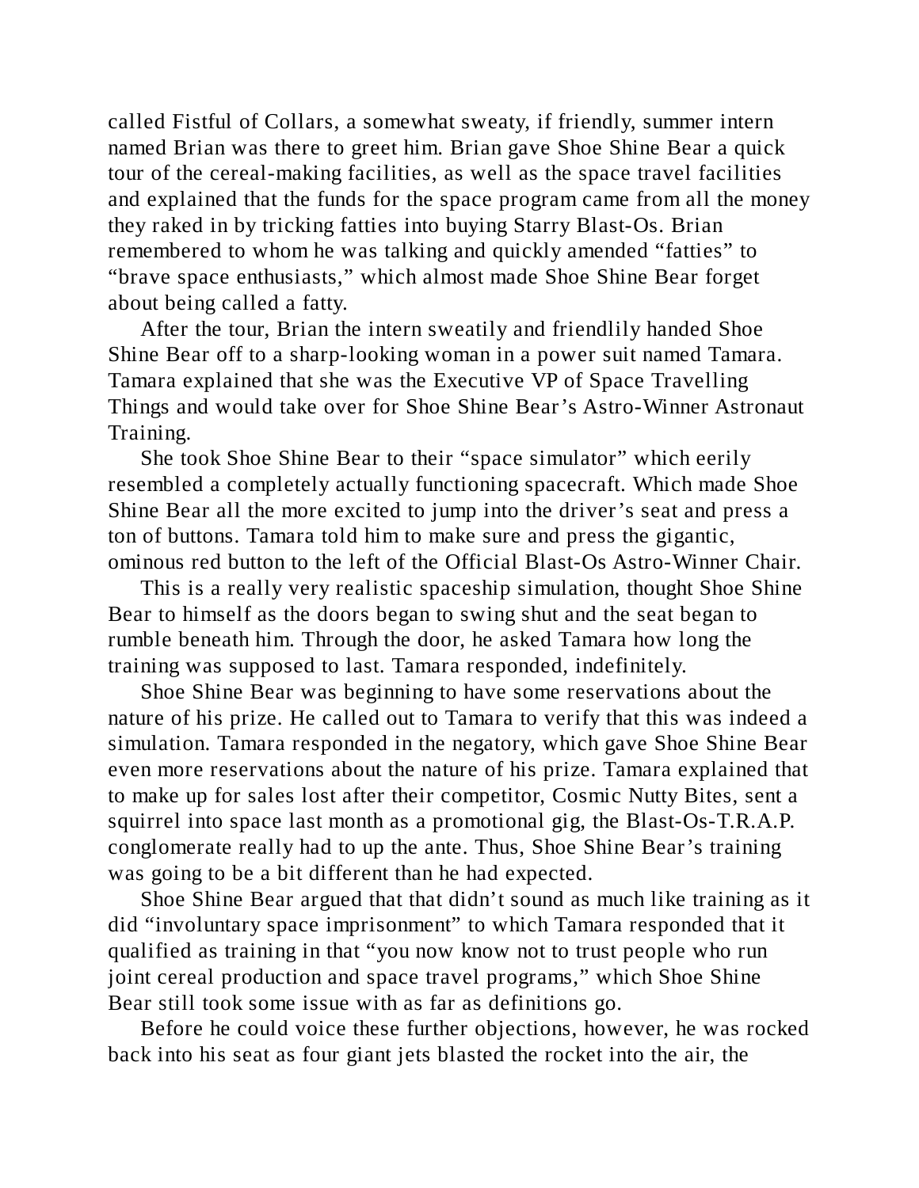called Fistful of Collars, a somewhat sweaty, if friendly, summer intern named Brian was there to greet him. Brian gave Shoe Shine Bear a quick tour of the cereal-making facilities, as well as the space travel facilities and explained that the funds for the space program came from all the money they raked in by tricking fatties into buying Starry Blast-Os. Brian remembered to whom he was talking and quickly amended "fatties" to "brave space enthusiasts," which almost made Shoe Shine Bear forget about being called a fatty.

After the tour, Brian the intern sweatily and friendlily handed Shoe Shine Bear off to a sharp-looking woman in a power suit named Tamara. Tamara explained that she was the Executive VP of Space Travelling Things and would take over for Shoe Shine Bear's Astro-Winner Astronaut Training.

She took Shoe Shine Bear to their "space simulator" which eerily resembled a completely actually functioning spacecraft. Which made Shoe Shine Bear all the more excited to jump into the driver's seat and press a ton of buttons. Tamara told him to make sure and press the gigantic, ominous red button to the left of the Official Blast-Os Astro-Winner Chair.

This is a really very realistic spaceship simulation, thought Shoe Shine Bear to himself as the doors began to swing shut and the seat began to rumble beneath him. Through the door, he asked Tamara how long the training was supposed to last. Tamara responded, indefinitely.

Shoe Shine Bear was beginning to have some reservations about the nature of his prize. He called out to Tamara to verify that this was indeed a simulation. Tamara responded in the negatory, which gave Shoe Shine Bear even more reservations about the nature of his prize. Tamara explained that to make up for sales lost after their competitor, Cosmic Nutty Bites, sent a squirrel into space last month as a promotional gig, the Blast-Os-T.R.A.P. conglomerate really had to up the ante. Thus, Shoe Shine Bear's training was going to be a bit different than he had expected.

Shoe Shine Bear argued that that didn't sound as much like training as it did "involuntary space imprisonment" to which Tamara responded that it qualified as training in that "you now know not to trust people who run joint cereal production and space travel programs," which Shoe Shine Bear still took some issue with as far as definitions go.

Before he could voice these further objections, however, he was rocked back into his seat as four giant jets blasted the rocket into the air, the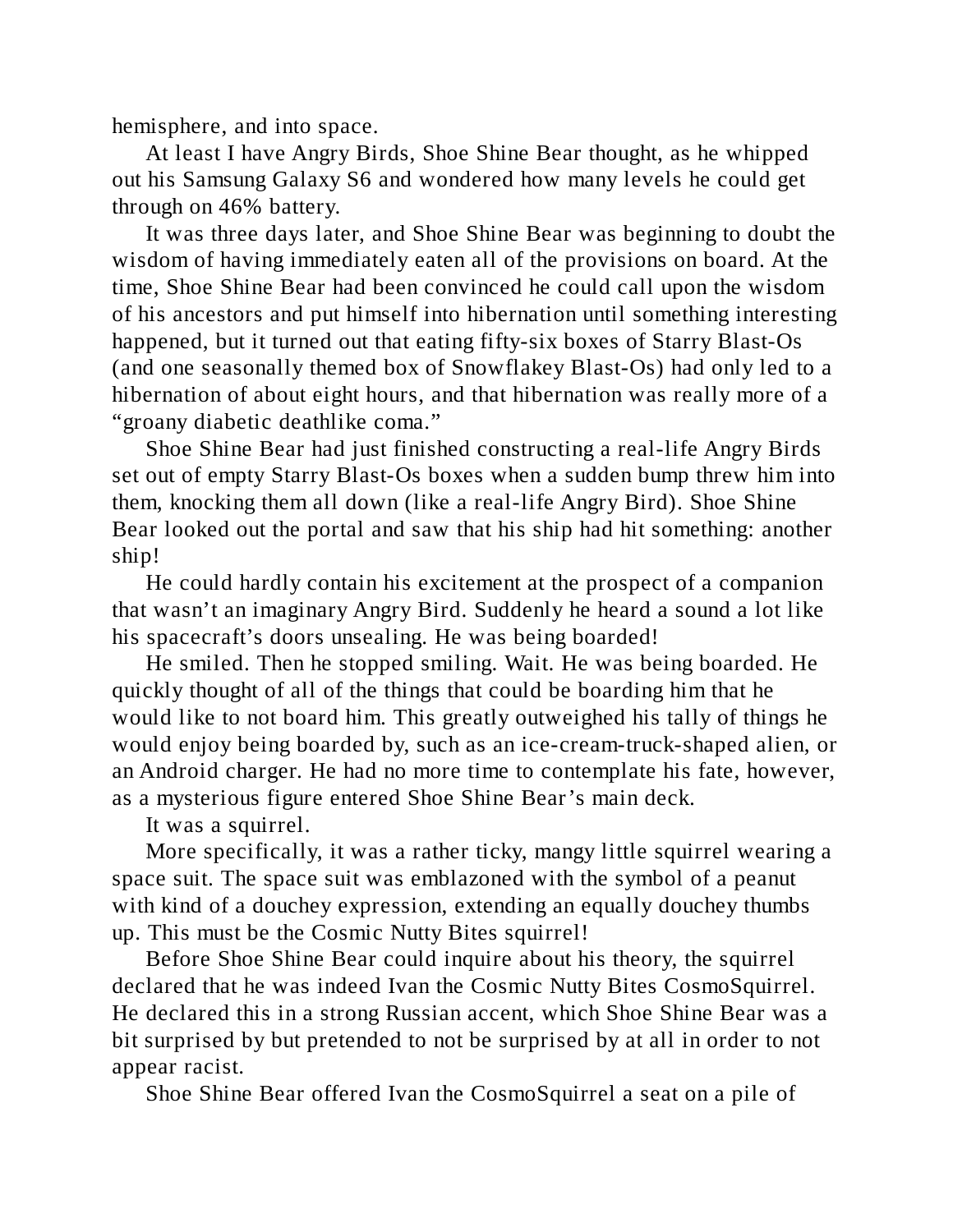hemisphere, and into space.

At least I have Angry Birds, Shoe Shine Bear thought, as he whipped out his Samsung Galaxy S6 and wondered how many levels he could get through on 46% battery.

It was three days later, and Shoe Shine Bear was beginning to doubt the wisdom of having immediately eaten all of the provisions on board. At the time, Shoe Shine Bear had been convinced he could call upon the wisdom of his ancestors and put himself into hibernation until something interesting happened, but it turned out that eating fifty-six boxes of Starry Blast-Os (and one seasonally themed box of Snowflakey Blast-Os) had only led to a hibernation of about eight hours, and that hibernation was really more of a "groany diabetic deathlike coma."

Shoe Shine Bear had just finished constructing a real-life Angry Birds set out of empty Starry Blast-Os boxes when a sudden bump threw him into them, knocking them all down (like a real-life Angry Bird). Shoe Shine Bear looked out the portal and saw that his ship had hit something: another ship!

He could hardly contain his excitement at the prospect of a companion that wasn't an imaginary Angry Bird. Suddenly he heard a sound a lot like his spacecraft's doors unsealing. He was being boarded!

He smiled. Then he stopped smiling. Wait. He was being boarded. He quickly thought of all of the things that could be boarding him that he would like to not board him. This greatly outweighed his tally of things he would enjoy being boarded by, such as an ice-cream-truck-shaped alien, or an Android charger. He had no more time to contemplate his fate, however, as a mysterious figure entered Shoe Shine Bear's main deck.

It was a squirrel.

More specifically, it was a rather ticky, mangy little squirrel wearing a space suit. The space suit was emblazoned with the symbol of a peanut with kind of a douchey expression, extending an equally douchey thumbs up. This must be the Cosmic Nutty Bites squirrel!

Before Shoe Shine Bear could inquire about his theory, the squirrel declared that he was indeed Ivan the Cosmic Nutty Bites CosmoSquirrel. He declared this in a strong Russian accent, which Shoe Shine Bear was a bit surprised by but pretended to not be surprised by at all in order to not appear racist.

Shoe Shine Bear offered Ivan the CosmoSquirrel a seat on a pile of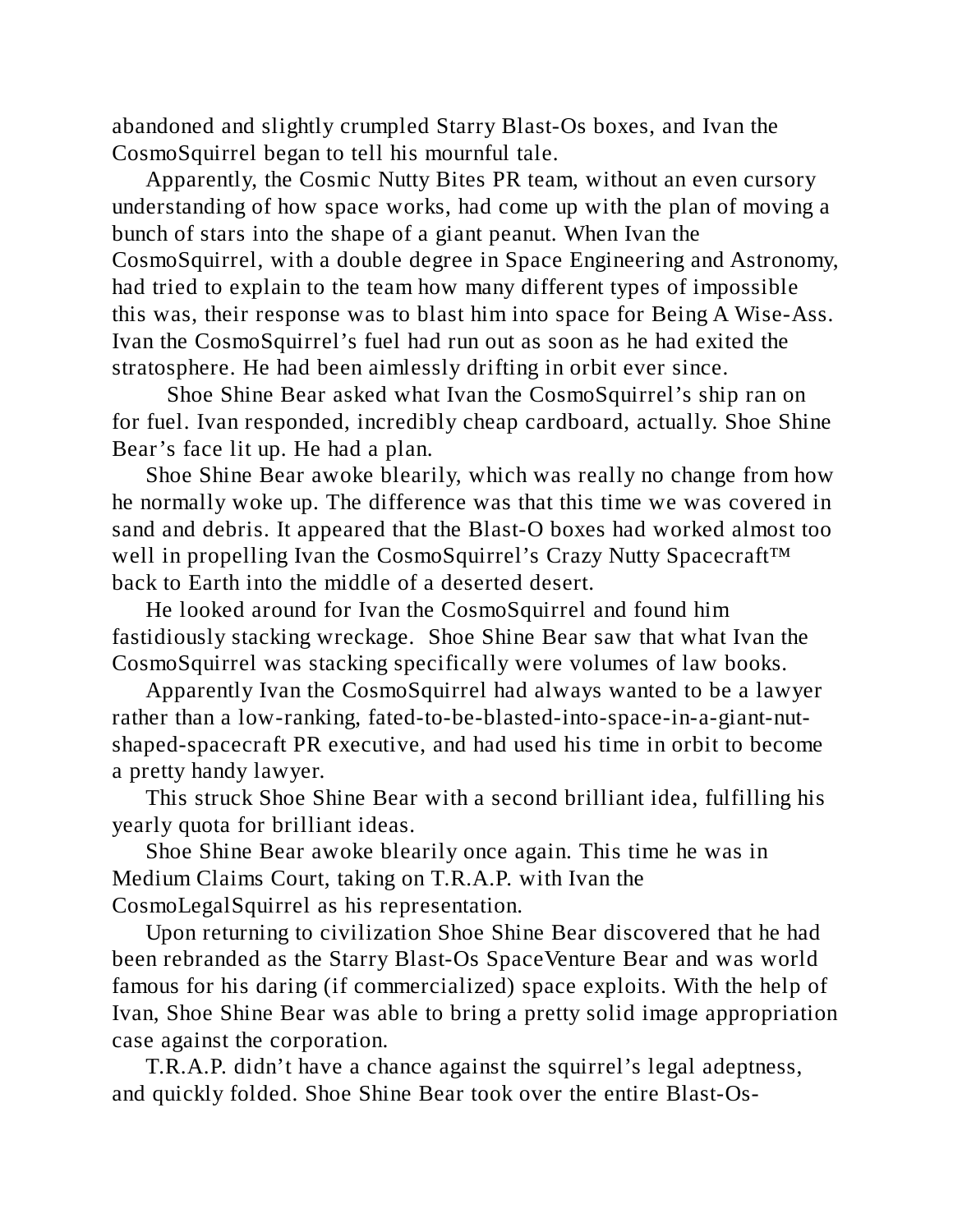abandoned and slightly crumpled Starry Blast-Os boxes, and Ivan the CosmoSquirrel began to tell his mournful tale.

Apparently, the Cosmic Nutty Bites PR team, without an even cursory understanding of how space works, had come up with the plan of moving a bunch of stars into the shape of a giant peanut. When Ivan the CosmoSquirrel, with a double degree in Space Engineering and Astronomy, had tried to explain to the team how many different types of impossible this was, their response was to blast him into space for Being A Wise-Ass. Ivan the CosmoSquirrel's fuel had run out as soon as he had exited the stratosphere. He had been aimlessly drifting in orbit ever since.

Shoe Shine Bear asked what Ivan the CosmoSquirrel's ship ran on for fuel. Ivan responded, incredibly cheap cardboard, actually. Shoe Shine Bear's face lit up. He had a plan.

Shoe Shine Bear awoke blearily, which was really no change from how he normally woke up. The difference was that this time we was covered in sand and debris. It appeared that the Blast-O boxes had worked almost too well in propelling Ivan the CosmoSquirrel's Crazy Nutty Spacecraft™ back to Earth into the middle of a deserted desert.

He looked around for Ivan the CosmoSquirrel and found him fastidiously stacking wreckage. Shoe Shine Bear saw that what Ivan the CosmoSquirrel was stacking specifically were volumes of law books.

Apparently Ivan the CosmoSquirrel had always wanted to be a lawyer rather than a low-ranking, fated-to-be-blasted-into-space-in-a-giant-nut-shaped-spacecraft PR executive, and had used his time in orbit to become a pretty handy lawyer.

This struck Shoe Shine Bear with a second brilliant idea, fulfilling his yearly quota for brilliant ideas.

Shoe Shine Bear awoke blearily once again. This time he was in Medium Claims Court, taking on T.R.A.P. with Ivan the CosmoLegalSquirrel as his representation.

Upon returning to civilization Shoe Shine Bear discovered that he had been rebranded as the Starry Blast-Os SpaceVenture Bear and was world famous for his daring (if commercialized) space exploits. With the help of Ivan, Shoe Shine Bear was able to bring a pretty solid image appropriation case against the corporation.

T.R.A.P. didn't have a chance against the squirrel's legal adeptness, and quickly folded. Shoe Shine Bear took over the entire Blast-Os-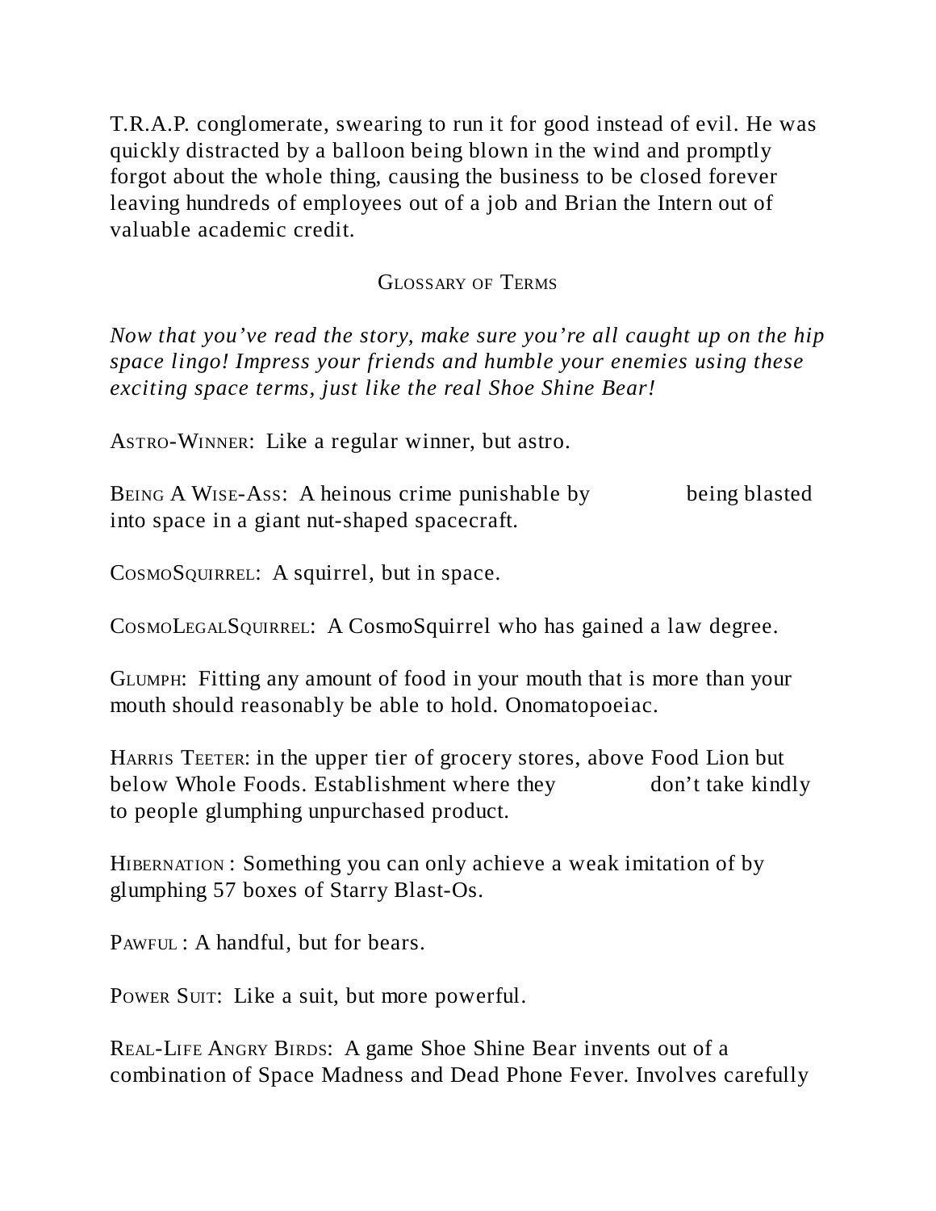T.R.A.P. conglomerate, swearing to run it for good instead of evil. He was quickly distracted by a balloon being blown in the wind and promptly forgot about the whole thing, causing the business to be closed forever leaving hundreds of employees out of a job and Brian the Intern out of valuable academic credit.

## Glossary of Terms

*Now that you've read the story, make sure you're all caught up on the hip space lingo! Impress your friends and humble your enemies using these exciting space terms, just like the real Shoe Shine Bear!*

Astro-Winner: Like a regular winner, but astro.

Being A Wise-Ass: A heinous crime punishable by being blasted into space in a giant nut-shaped spacecraft.

CosmoSquirrel: A squirrel, but in space.

CosmoLegalSquirrel: A CosmoSquirrel who has gained a law degree.

Glumph: Fitting any amount of food in your mouth that is more than your mouth should reasonably be able to hold. Onomatopoeiac.

Harris Teeter: in the upper tier of grocery stores, above Food Lion but below Whole Foods. Establishment where they don't take kindly to people glumphing unpurchased product.

Hibernation : Something you can only achieve a weak imitation of by glumphing 57 boxes of Starry Blast-Os.

Pawful : A handful, but for bears.

Power Suit: Like a suit, but more powerful.

Real-Life Angry Birds: A game Shoe Shine Bear invents out of a combination of Space Madness and Dead Phone Fever. Involves carefully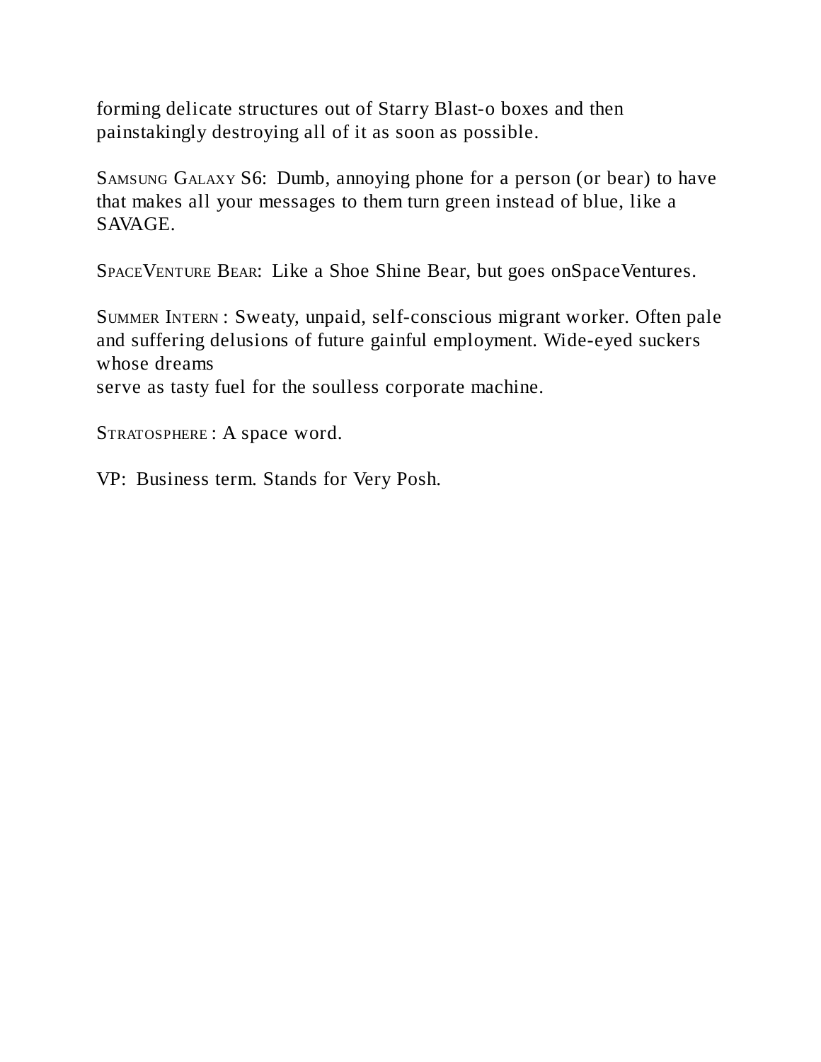forming delicate structures out of Starry Blast-o boxes and then painstakingly destroying all of it as soon as possible.

SAMSUNG GALAXY S6: Dumb, annoying phone for a person (or bear) to have that makes all your messages to them turn green instead of blue, like a SAVAGE.

SPACEVENTURE BEAR: Like a Shoe Shine Bear, but goes onSpaceVentures.

SUMMER INTERN : Sweaty, unpaid, self-conscious migrant worker. Often pale and suffering delusions of future gainful employment. Wide-eyed suckers whose dreams
serve as tasty fuel for the soulless corporate machine.

STRATOSPHERE : A space word.

VP: Business term. Stands for Very Posh.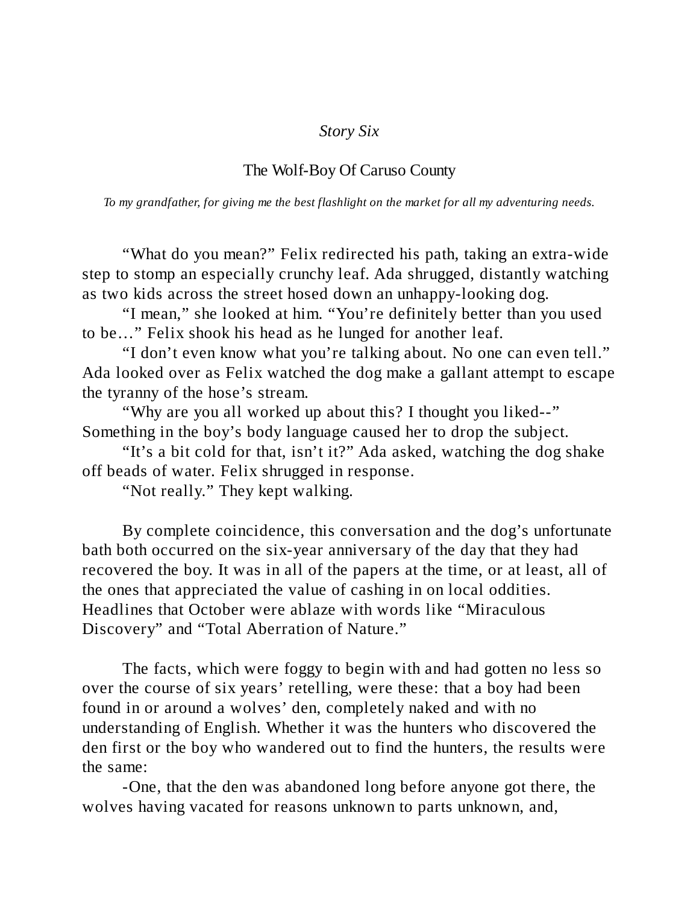*Story Six*

# The Wolf-Boy Of Caruso County

*To my grandfather, for giving me the best flashlight on the market for all my adventuring needs.*

"What do you mean?" Felix redirected his path, taking an extra-wide step to stomp an especially crunchy leaf. Ada shrugged, distantly watching as two kids across the street hosed down an unhappy-looking dog.

"I mean," she looked at him. "You're definitely better than you used to be…" Felix shook his head as he lunged for another leaf.

"I don't even know what you're talking about. No one can even tell." Ada looked over as Felix watched the dog make a gallant attempt to escape the tyranny of the hose's stream.

"Why are you all worked up about this? I thought you liked--" Something in the boy's body language caused her to drop the subject.

"It's a bit cold for that, isn't it?" Ada asked, watching the dog shake off beads of water. Felix shrugged in response.

"Not really." They kept walking.

By complete coincidence, this conversation and the dog's unfortunate bath both occurred on the six-year anniversary of the day that they had recovered the boy. It was in all of the papers at the time, or at least, all of the ones that appreciated the value of cashing in on local oddities. Headlines that October were ablaze with words like "Miraculous Discovery" and "Total Aberration of Nature."

The facts, which were foggy to begin with and had gotten no less so over the course of six years' retelling, were these: that a boy had been found in or around a wolves' den, completely naked and with no understanding of English. Whether it was the hunters who discovered the den first or the boy who wandered out to find the hunters, the results were the same:

-One, that the den was abandoned long before anyone got there, the wolves having vacated for reasons unknown to parts unknown, and,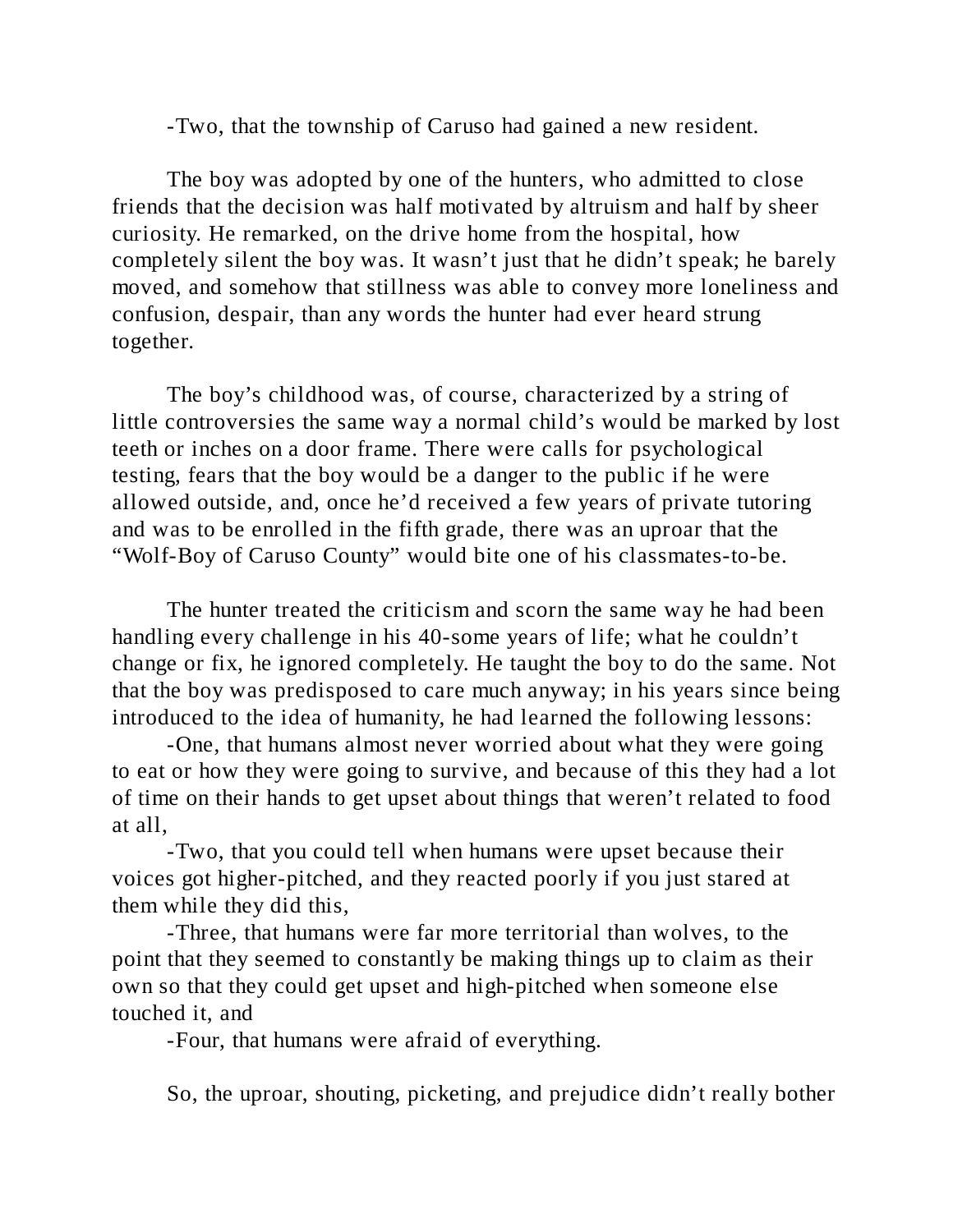-Two, that the township of Caruso had gained a new resident.

The boy was adopted by one of the hunters, who admitted to close friends that the decision was half motivated by altruism and half by sheer curiosity. He remarked, on the drive home from the hospital, how completely silent the boy was. It wasn't just that he didn't speak; he barely moved, and somehow that stillness was able to convey more loneliness and confusion, despair, than any words the hunter had ever heard strung together.

The boy's childhood was, of course, characterized by a string of little controversies the same way a normal child's would be marked by lost teeth or inches on a door frame. There were calls for psychological testing, fears that the boy would be a danger to the public if he were allowed outside, and, once he'd received a few years of private tutoring and was to be enrolled in the fifth grade, there was an uproar that the "Wolf-Boy of Caruso County" would bite one of his classmates-to-be.

The hunter treated the criticism and scorn the same way he had been handling every challenge in his 40-some years of life; what he couldn't change or fix, he ignored completely. He taught the boy to do the same. Not that the boy was predisposed to care much anyway; in his years since being introduced to the idea of humanity, he had learned the following lessons:

-One, that humans almost never worried about what they were going to eat or how they were going to survive, and because of this they had a lot of time on their hands to get upset about things that weren't related to food at all,

-Two, that you could tell when humans were upset because their voices got higher-pitched, and they reacted poorly if you just stared at them while they did this,

-Three, that humans were far more territorial than wolves, to the point that they seemed to constantly be making things up to claim as their own so that they could get upset and high-pitched when someone else touched it, and

-Four, that humans were afraid of everything.

So, the uproar, shouting, picketing, and prejudice didn't really bother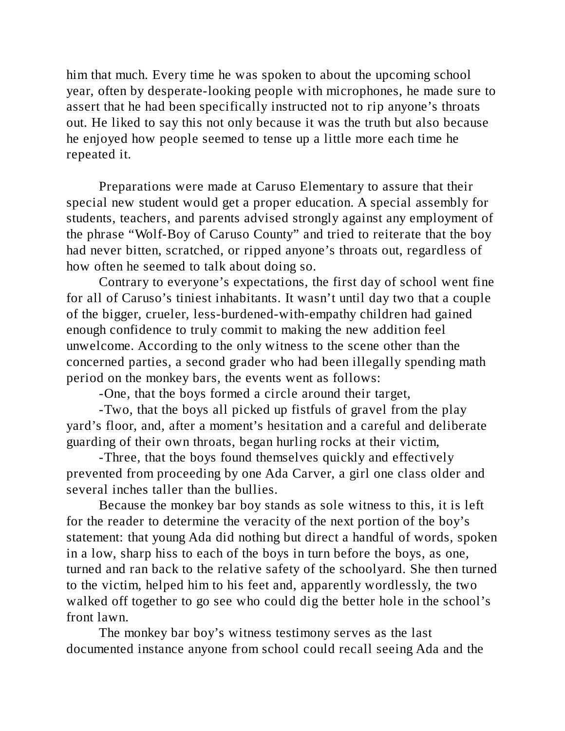him that much. Every time he was spoken to about the upcoming school year, often by desperate-looking people with microphones, he made sure to assert that he had been specifically instructed not to rip anyone's throats out. He liked to say this not only because it was the truth but also because he enjoyed how people seemed to tense up a little more each time he repeated it.

Preparations were made at Caruso Elementary to assure that their special new student would get a proper education. A special assembly for students, teachers, and parents advised strongly against any employment of the phrase "Wolf-Boy of Caruso County" and tried to reiterate that the boy had never bitten, scratched, or ripped anyone's throats out, regardless of how often he seemed to talk about doing so.

Contrary to everyone's expectations, the first day of school went fine for all of Caruso's tiniest inhabitants. It wasn't until day two that a couple of the bigger, crueler, less-burdened-with-empathy children had gained enough confidence to truly commit to making the new addition feel unwelcome. According to the only witness to the scene other than the concerned parties, a second grader who had been illegally spending math period on the monkey bars, the events went as follows:

-One, that the boys formed a circle around their target,

-Two, that the boys all picked up fistfuls of gravel from the play yard's floor, and, after a moment's hesitation and a careful and deliberate guarding of their own throats, began hurling rocks at their victim,

-Three, that the boys found themselves quickly and effectively prevented from proceeding by one Ada Carver, a girl one class older and several inches taller than the bullies.

Because the monkey bar boy stands as sole witness to this, it is left for the reader to determine the veracity of the next portion of the boy's statement: that young Ada did nothing but direct a handful of words, spoken in a low, sharp hiss to each of the boys in turn before the boys, as one, turned and ran back to the relative safety of the schoolyard. She then turned to the victim, helped him to his feet and, apparently wordlessly, the two walked off together to go see who could dig the better hole in the school's front lawn.

The monkey bar boy's witness testimony serves as the last documented instance anyone from school could recall seeing Ada and the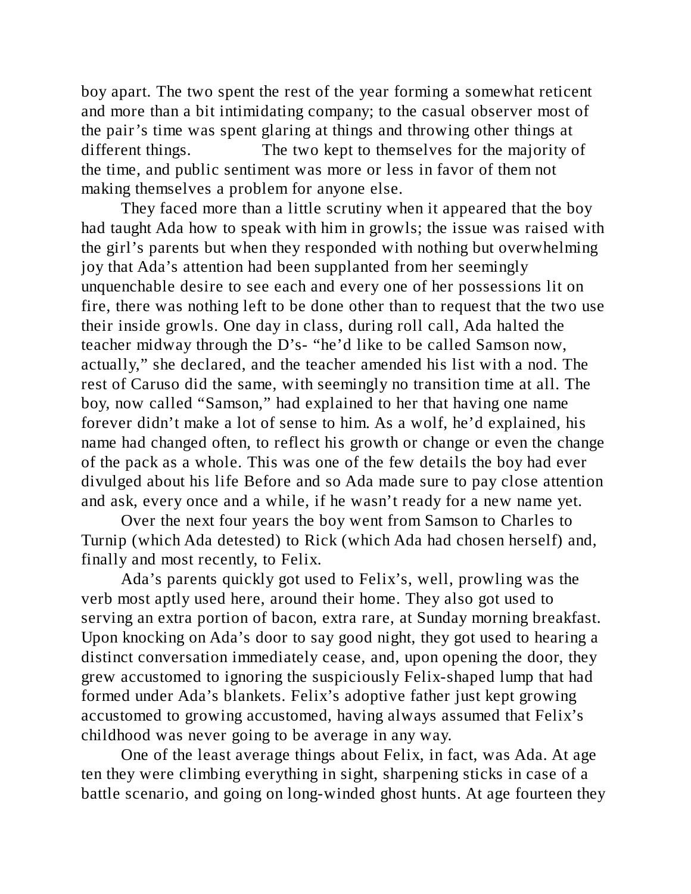boy apart. The two spent the rest of the year forming a somewhat reticent and more than a bit intimidating company; to the casual observer most of the pair's time was spent glaring at things and throwing other things at different things. The two kept to themselves for the majority of the time, and public sentiment was more or less in favor of them not making themselves a problem for anyone else.

They faced more than a little scrutiny when it appeared that the boy had taught Ada how to speak with him in growls; the issue was raised with the girl's parents but when they responded with nothing but overwhelming joy that Ada's attention had been supplanted from her seemingly unquenchable desire to see each and every one of her possessions lit on fire, there was nothing left to be done other than to request that the two use their inside growls. One day in class, during roll call, Ada halted the teacher midway through the D's- "he'd like to be called Samson now, actually," she declared, and the teacher amended his list with a nod. The rest of Caruso did the same, with seemingly no transition time at all. The boy, now called "Samson," had explained to her that having one name forever didn't make a lot of sense to him. As a wolf, he'd explained, his name had changed often, to reflect his growth or change or even the change of the pack as a whole. This was one of the few details the boy had ever divulged about his life Before and so Ada made sure to pay close attention and ask, every once and a while, if he wasn't ready for a new name yet.

Over the next four years the boy went from Samson to Charles to Turnip (which Ada detested) to Rick (which Ada had chosen herself) and, finally and most recently, to Felix.

Ada's parents quickly got used to Felix's, well, prowling was the verb most aptly used here, around their home. They also got used to serving an extra portion of bacon, extra rare, at Sunday morning breakfast. Upon knocking on Ada's door to say good night, they got used to hearing a distinct conversation immediately cease, and, upon opening the door, they grew accustomed to ignoring the suspiciously Felix-shaped lump that had formed under Ada's blankets. Felix's adoptive father just kept growing accustomed to growing accustomed, having always assumed that Felix's childhood was never going to be average in any way.

One of the least average things about Felix, in fact, was Ada. At age ten they were climbing everything in sight, sharpening sticks in case of a battle scenario, and going on long-winded ghost hunts. At age fourteen they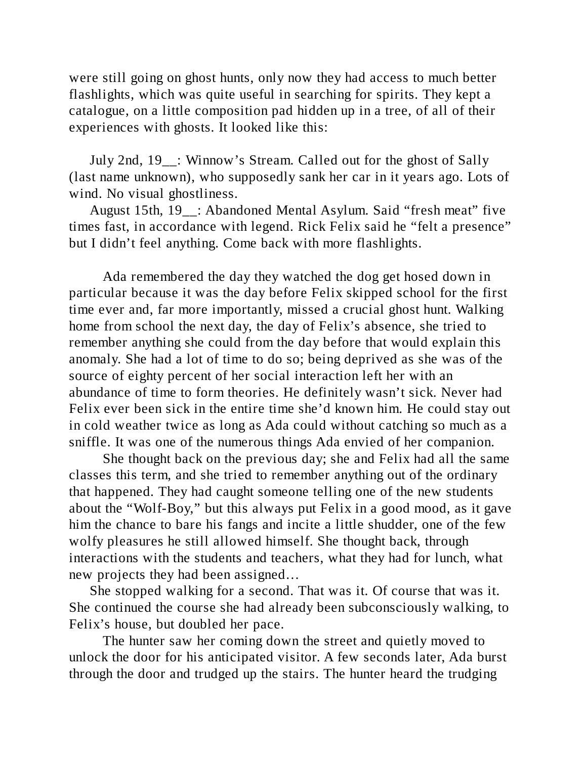were still going on ghost hunts, only now they had access to much better flashlights, which was quite useful in searching for spirits. They kept a catalogue, on a little composition pad hidden up in a tree, of all of their experiences with ghosts. It looked like this:

July 2nd, 19__: Winnow's Stream. Called out for the ghost of Sally (last name unknown), who supposedly sank her car in it years ago. Lots of wind. No visual ghostliness.

August 15th, 19__: Abandoned Mental Asylum. Said "fresh meat" five times fast, in accordance with legend. Rick Felix said he "felt a presence" but I didn't feel anything. Come back with more flashlights.

Ada remembered the day they watched the dog get hosed down in particular because it was the day before Felix skipped school for the first time ever and, far more importantly, missed a crucial ghost hunt. Walking home from school the next day, the day of Felix's absence, she tried to remember anything she could from the day before that would explain this anomaly. She had a lot of time to do so; being deprived as she was of the source of eighty percent of her social interaction left her with an abundance of time to form theories. He definitely wasn't sick. Never had Felix ever been sick in the entire time she'd known him. He could stay out in cold weather twice as long as Ada could without catching so much as a sniffle. It was one of the numerous things Ada envied of her companion.

She thought back on the previous day; she and Felix had all the same classes this term, and she tried to remember anything out of the ordinary that happened. They had caught someone telling one of the new students about the "Wolf-Boy," but this always put Felix in a good mood, as it gave him the chance to bare his fangs and incite a little shudder, one of the few wolfy pleasures he still allowed himself. She thought back, through interactions with the students and teachers, what they had for lunch, what new projects they had been assigned…

She stopped walking for a second. That was it. Of course that was it. She continued the course she had already been subconsciously walking, to Felix's house, but doubled her pace.

The hunter saw her coming down the street and quietly moved to unlock the door for his anticipated visitor. A few seconds later, Ada burst through the door and trudged up the stairs. The hunter heard the trudging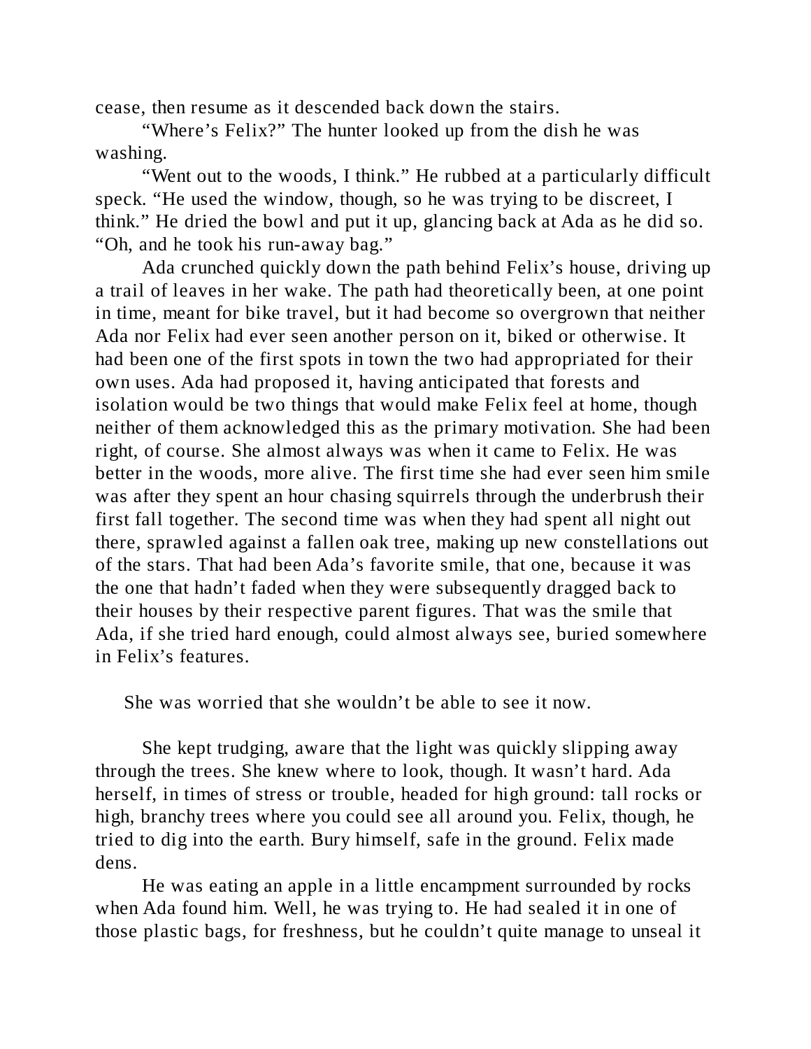cease, then resume as it descended back down the stairs.

"Where's Felix?" The hunter looked up from the dish he was washing.

"Went out to the woods, I think." He rubbed at a particularly difficult speck. "He used the window, though, so he was trying to be discreet, I think." He dried the bowl and put it up, glancing back at Ada as he did so. "Oh, and he took his run-away bag."

Ada crunched quickly down the path behind Felix's house, driving up a trail of leaves in her wake. The path had theoretically been, at one point in time, meant for bike travel, but it had become so overgrown that neither Ada nor Felix had ever seen another person on it, biked or otherwise. It had been one of the first spots in town the two had appropriated for their own uses. Ada had proposed it, having anticipated that forests and isolation would be two things that would make Felix feel at home, though neither of them acknowledged this as the primary motivation. She had been right, of course. She almost always was when it came to Felix. He was better in the woods, more alive. The first time she had ever seen him smile was after they spent an hour chasing squirrels through the underbrush their first fall together. The second time was when they had spent all night out there, sprawled against a fallen oak tree, making up new constellations out of the stars. That had been Ada's favorite smile, that one, because it was the one that hadn't faded when they were subsequently dragged back to their houses by their respective parent figures. That was the smile that Ada, if she tried hard enough, could almost always see, buried somewhere in Felix's features.

She was worried that she wouldn't be able to see it now.

She kept trudging, aware that the light was quickly slipping away through the trees. She knew where to look, though. It wasn't hard. Ada herself, in times of stress or trouble, headed for high ground: tall rocks or high, branchy trees where you could see all around you. Felix, though, he tried to dig into the earth. Bury himself, safe in the ground. Felix made dens.

He was eating an apple in a little encampment surrounded by rocks when Ada found him. Well, he was trying to. He had sealed it in one of those plastic bags, for freshness, but he couldn't quite manage to unseal it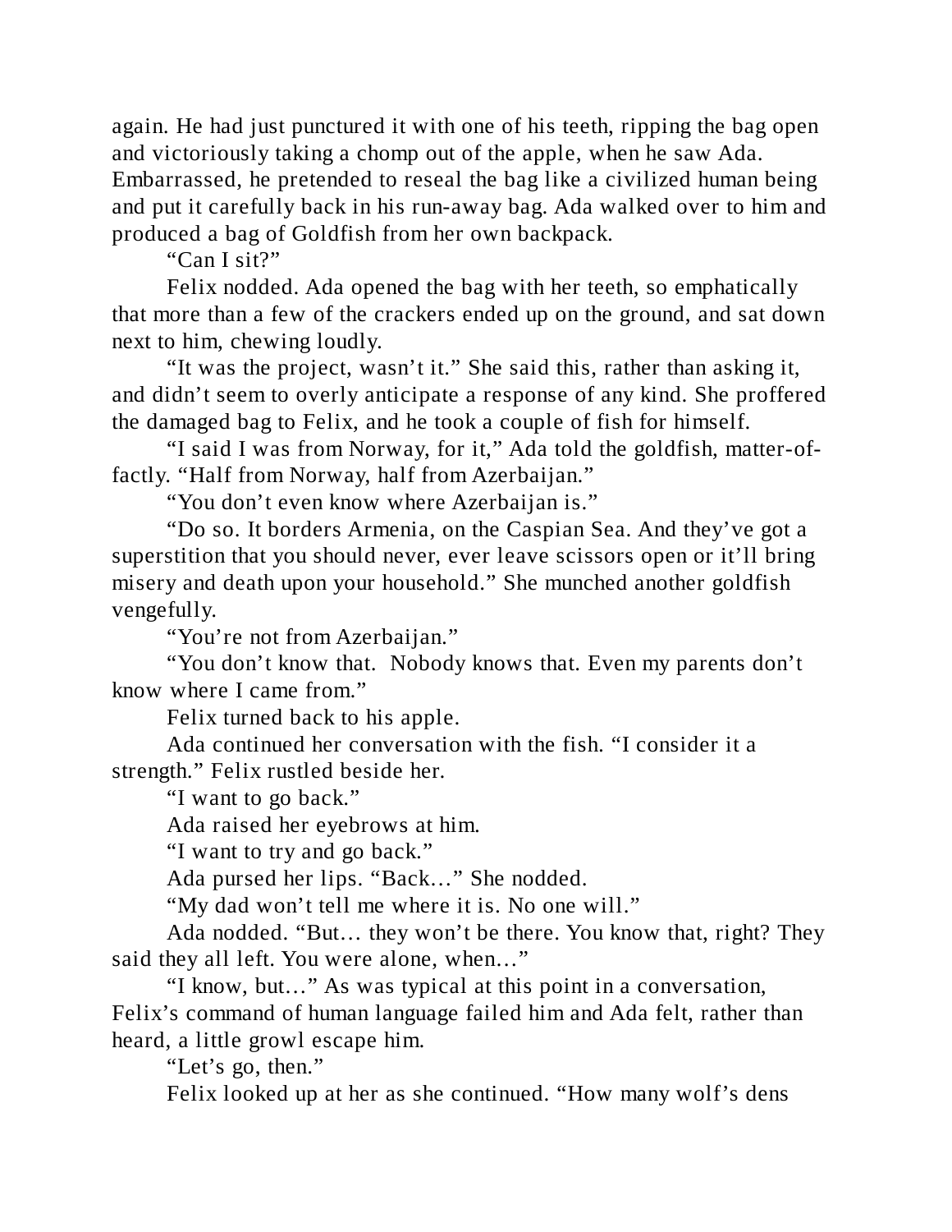again. He had just punctured it with one of his teeth, ripping the bag open and victoriously taking a chomp out of the apple, when he saw Ada. Embarrassed, he pretended to reseal the bag like a civilized human being and put it carefully back in his run-away bag. Ada walked over to him and produced a bag of Goldfish from her own backpack.

"Can I sit?"

Felix nodded. Ada opened the bag with her teeth, so emphatically that more than a few of the crackers ended up on the ground, and sat down next to him, chewing loudly.

"It was the project, wasn't it." She said this, rather than asking it, and didn't seem to overly anticipate a response of any kind. She proffered the damaged bag to Felix, and he took a couple of fish for himself.

"I said I was from Norway, for it," Ada told the goldfish, matter-of-factly. "Half from Norway, half from Azerbaijan."

"You don't even know where Azerbaijan is."

"Do so. It borders Armenia, on the Caspian Sea. And they've got a superstition that you should never, ever leave scissors open or it'll bring misery and death upon your household." She munched another goldfish vengefully.

"You're not from Azerbaijan."

"You don't know that. Nobody knows that. Even my parents don't know where I came from."

Felix turned back to his apple.

Ada continued her conversation with the fish. "I consider it a strength." Felix rustled beside her.

"I want to go back."

Ada raised her eyebrows at him.

"I want to try and go back."

Ada pursed her lips. "Back…" She nodded.

"My dad won't tell me where it is. No one will."

Ada nodded. "But… they won't be there. You know that, right? They said they all left. You were alone, when…"

"I know, but…" As was typical at this point in a conversation, Felix's command of human language failed him and Ada felt, rather than heard, a little growl escape him.

"Let's go, then."

Felix looked up at her as she continued. "How many wolf's dens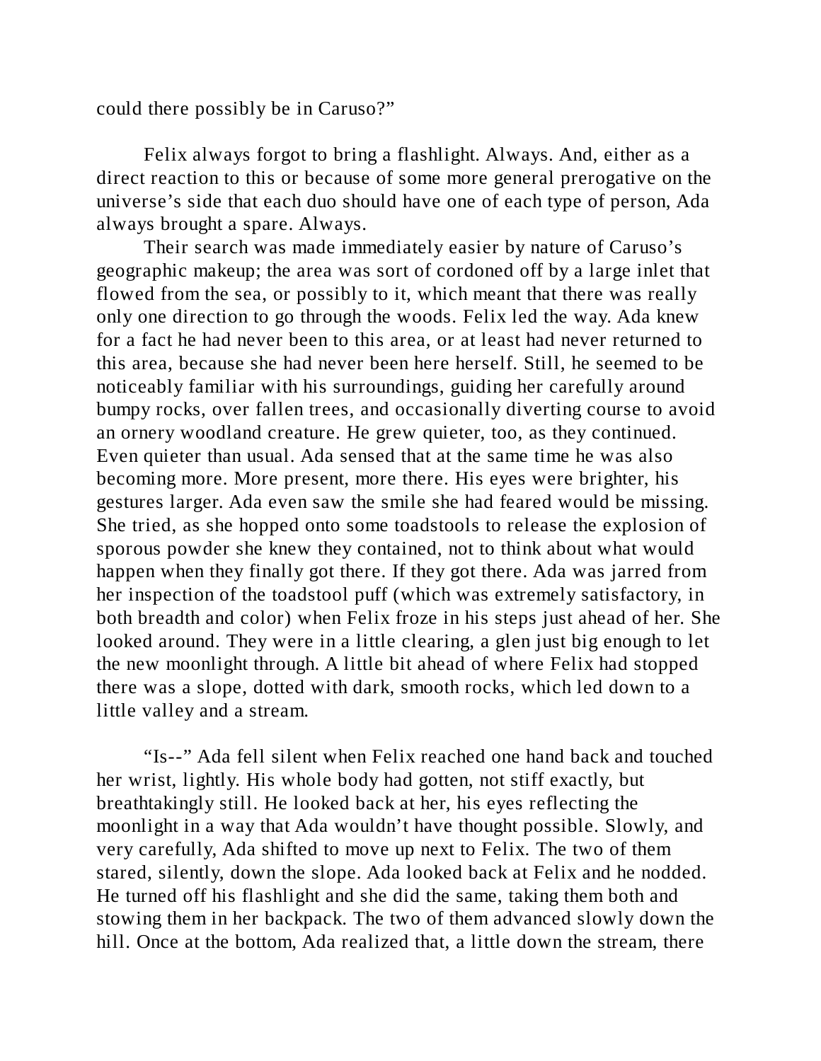could there possibly be in Caruso?"

Felix always forgot to bring a flashlight. Always. And, either as a direct reaction to this or because of some more general prerogative on the universe's side that each duo should have one of each type of person, Ada always brought a spare. Always.

Their search was made immediately easier by nature of Caruso's geographic makeup; the area was sort of cordoned off by a large inlet that flowed from the sea, or possibly to it, which meant that there was really only one direction to go through the woods. Felix led the way. Ada knew for a fact he had never been to this area, or at least had never returned to this area, because she had never been here herself. Still, he seemed to be noticeably familiar with his surroundings, guiding her carefully around bumpy rocks, over fallen trees, and occasionally diverting course to avoid an ornery woodland creature. He grew quieter, too, as they continued. Even quieter than usual. Ada sensed that at the same time he was also becoming more. More present, more there. His eyes were brighter, his gestures larger. Ada even saw the smile she had feared would be missing. She tried, as she hopped onto some toadstools to release the explosion of sporous powder she knew they contained, not to think about what would happen when they finally got there. If they got there. Ada was jarred from her inspection of the toadstool puff (which was extremely satisfactory, in both breadth and color) when Felix froze in his steps just ahead of her. She looked around. They were in a little clearing, a glen just big enough to let the new moonlight through. A little bit ahead of where Felix had stopped there was a slope, dotted with dark, smooth rocks, which led down to a little valley and a stream.

"Is--" Ada fell silent when Felix reached one hand back and touched her wrist, lightly. His whole body had gotten, not stiff exactly, but breathtakingly still. He looked back at her, his eyes reflecting the moonlight in a way that Ada wouldn't have thought possible. Slowly, and very carefully, Ada shifted to move up next to Felix. The two of them stared, silently, down the slope. Ada looked back at Felix and he nodded. He turned off his flashlight and she did the same, taking them both and stowing them in her backpack. The two of them advanced slowly down the hill. Once at the bottom, Ada realized that, a little down the stream, there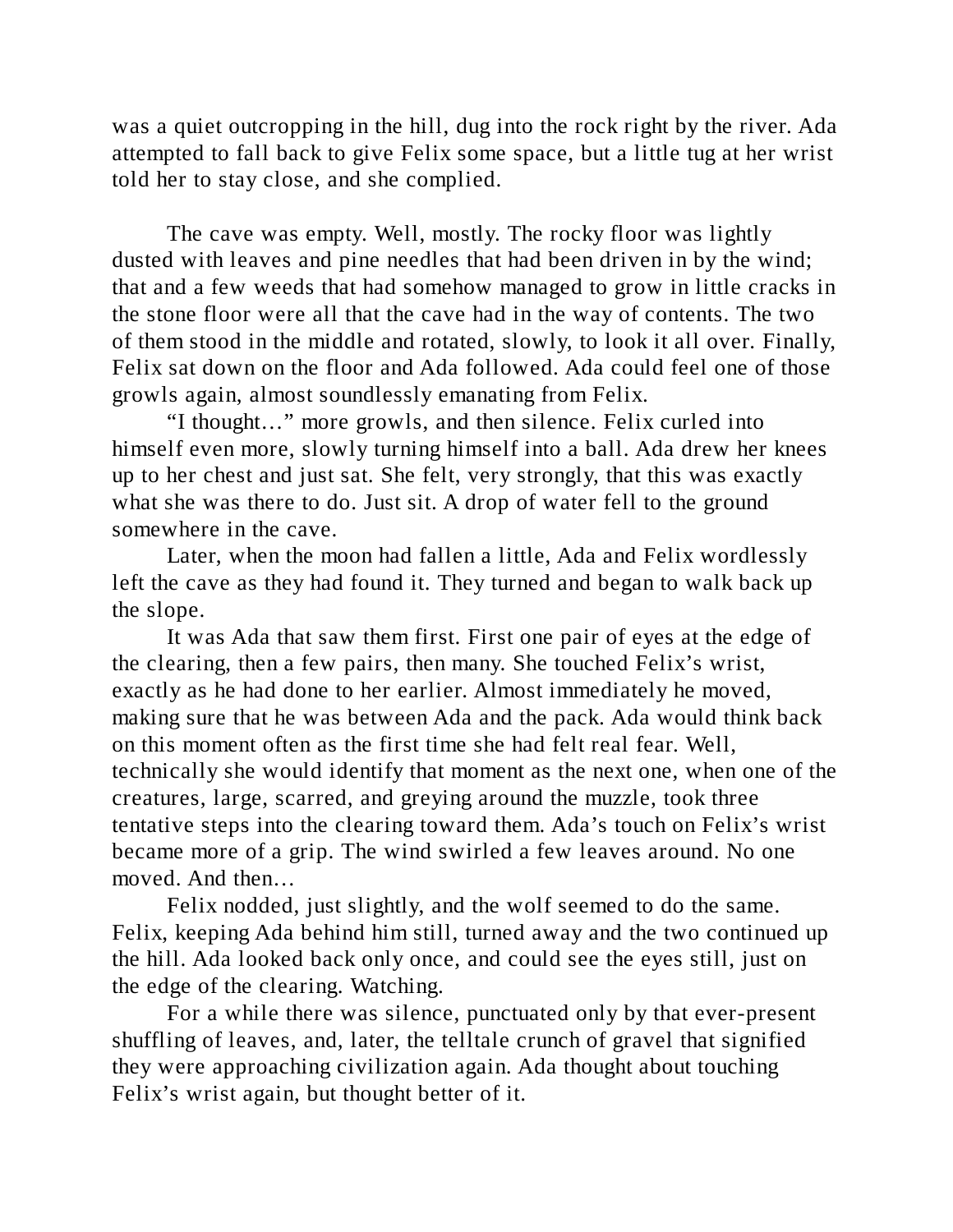was a quiet outcropping in the hill, dug into the rock right by the river. Ada attempted to fall back to give Felix some space, but a little tug at her wrist told her to stay close, and she complied.

The cave was empty. Well, mostly. The rocky floor was lightly dusted with leaves and pine needles that had been driven in by the wind; that and a few weeds that had somehow managed to grow in little cracks in the stone floor were all that the cave had in the way of contents. The two of them stood in the middle and rotated, slowly, to look it all over. Finally, Felix sat down on the floor and Ada followed. Ada could feel one of those growls again, almost soundlessly emanating from Felix.

"I thought…" more growls, and then silence. Felix curled into himself even more, slowly turning himself into a ball. Ada drew her knees up to her chest and just sat. She felt, very strongly, that this was exactly what she was there to do. Just sit. A drop of water fell to the ground somewhere in the cave.

Later, when the moon had fallen a little, Ada and Felix wordlessly left the cave as they had found it. They turned and began to walk back up the slope.

It was Ada that saw them first. First one pair of eyes at the edge of the clearing, then a few pairs, then many. She touched Felix's wrist, exactly as he had done to her earlier. Almost immediately he moved, making sure that he was between Ada and the pack. Ada would think back on this moment often as the first time she had felt real fear. Well, technically she would identify that moment as the next one, when one of the creatures, large, scarred, and greying around the muzzle, took three tentative steps into the clearing toward them. Ada's touch on Felix's wrist became more of a grip. The wind swirled a few leaves around. No one moved. And then…

Felix nodded, just slightly, and the wolf seemed to do the same. Felix, keeping Ada behind him still, turned away and the two continued up the hill. Ada looked back only once, and could see the eyes still, just on the edge of the clearing. Watching.

For a while there was silence, punctuated only by that ever-present shuffling of leaves, and, later, the telltale crunch of gravel that signified they were approaching civilization again. Ada thought about touching Felix's wrist again, but thought better of it.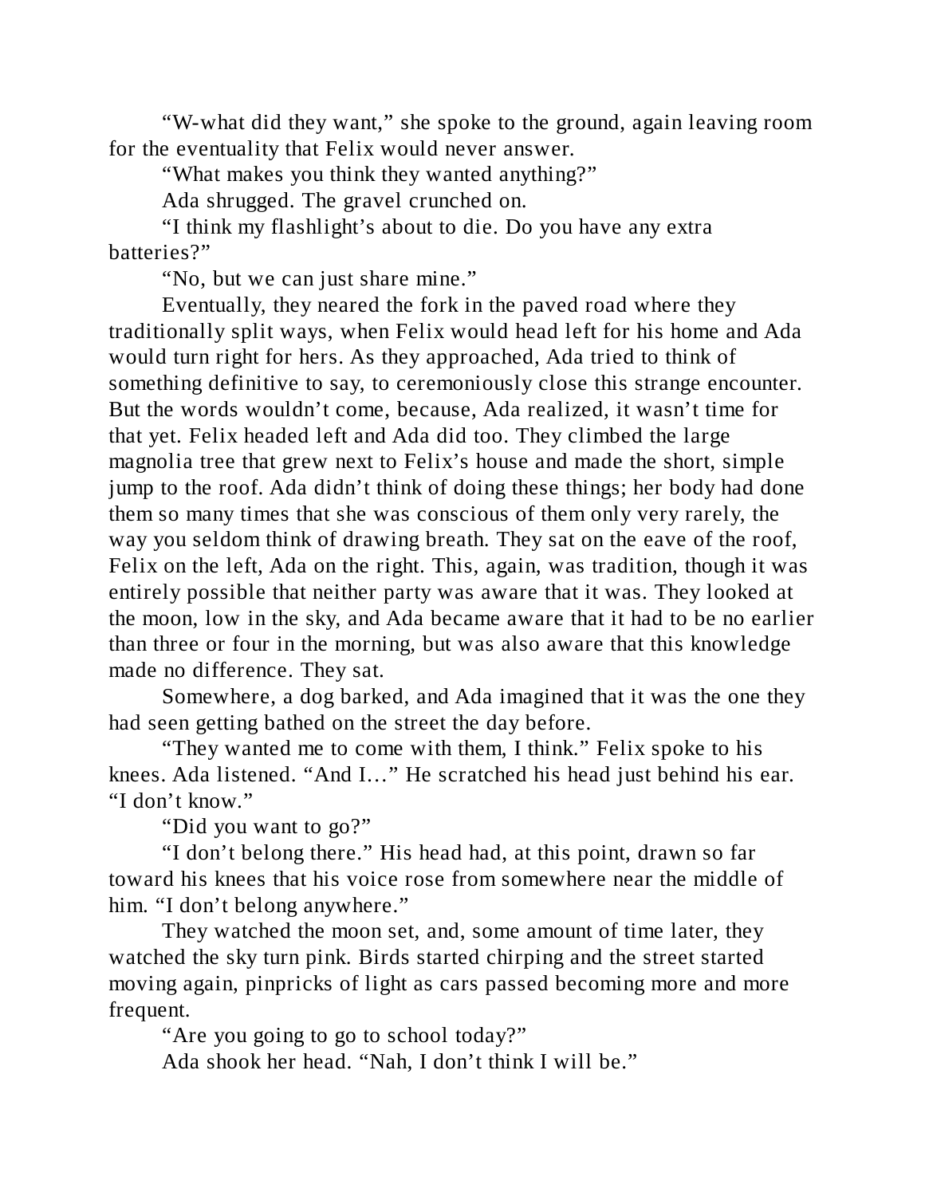"W-what did they want," she spoke to the ground, again leaving room for the eventuality that Felix would never answer.

"What makes you think they wanted anything?"

Ada shrugged. The gravel crunched on.

"I think my flashlight's about to die. Do you have any extra batteries?"

"No, but we can just share mine."

Eventually, they neared the fork in the paved road where they traditionally split ways, when Felix would head left for his home and Ada would turn right for hers. As they approached, Ada tried to think of something definitive to say, to ceremoniously close this strange encounter. But the words wouldn't come, because, Ada realized, it wasn't time for that yet. Felix headed left and Ada did too. They climbed the large magnolia tree that grew next to Felix's house and made the short, simple jump to the roof. Ada didn't think of doing these things; her body had done them so many times that she was conscious of them only very rarely, the way you seldom think of drawing breath. They sat on the eave of the roof, Felix on the left, Ada on the right. This, again, was tradition, though it was entirely possible that neither party was aware that it was. They looked at the moon, low in the sky, and Ada became aware that it had to be no earlier than three or four in the morning, but was also aware that this knowledge made no difference. They sat.

Somewhere, a dog barked, and Ada imagined that it was the one they had seen getting bathed on the street the day before.

"They wanted me to come with them, I think." Felix spoke to his knees. Ada listened. "And I…" He scratched his head just behind his ear. "I don't know."

"Did you want to go?"

"I don't belong there." His head had, at this point, drawn so far toward his knees that his voice rose from somewhere near the middle of him. "I don't belong anywhere."

They watched the moon set, and, some amount of time later, they watched the sky turn pink. Birds started chirping and the street started moving again, pinpricks of light as cars passed becoming more and more frequent.

"Are you going to go to school today?"

Ada shook her head. "Nah, I don't think I will be."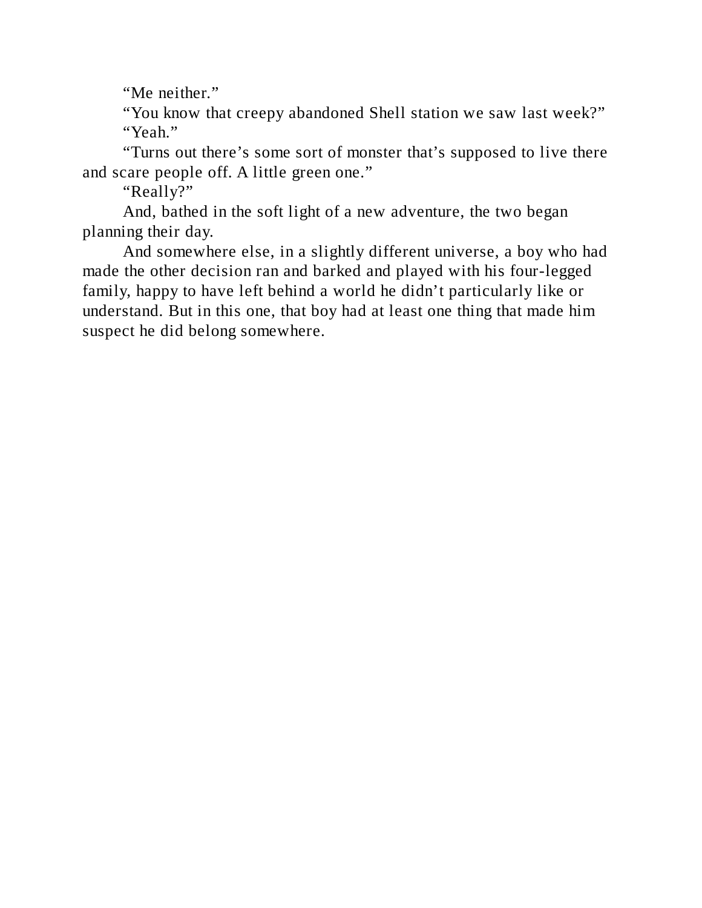"Me neither."

"You know that creepy abandoned Shell station we saw last week?"

"Yeah."

"Turns out there's some sort of monster that's supposed to live there and scare people off. A little green one."

"Really?"

And, bathed in the soft light of a new adventure, the two began planning their day.

And somewhere else, in a slightly different universe, a boy who had made the other decision ran and barked and played with his four-legged family, happy to have left behind a world he didn't particularly like or understand. But in this one, that boy had at least one thing that made him suspect he did belong somewhere.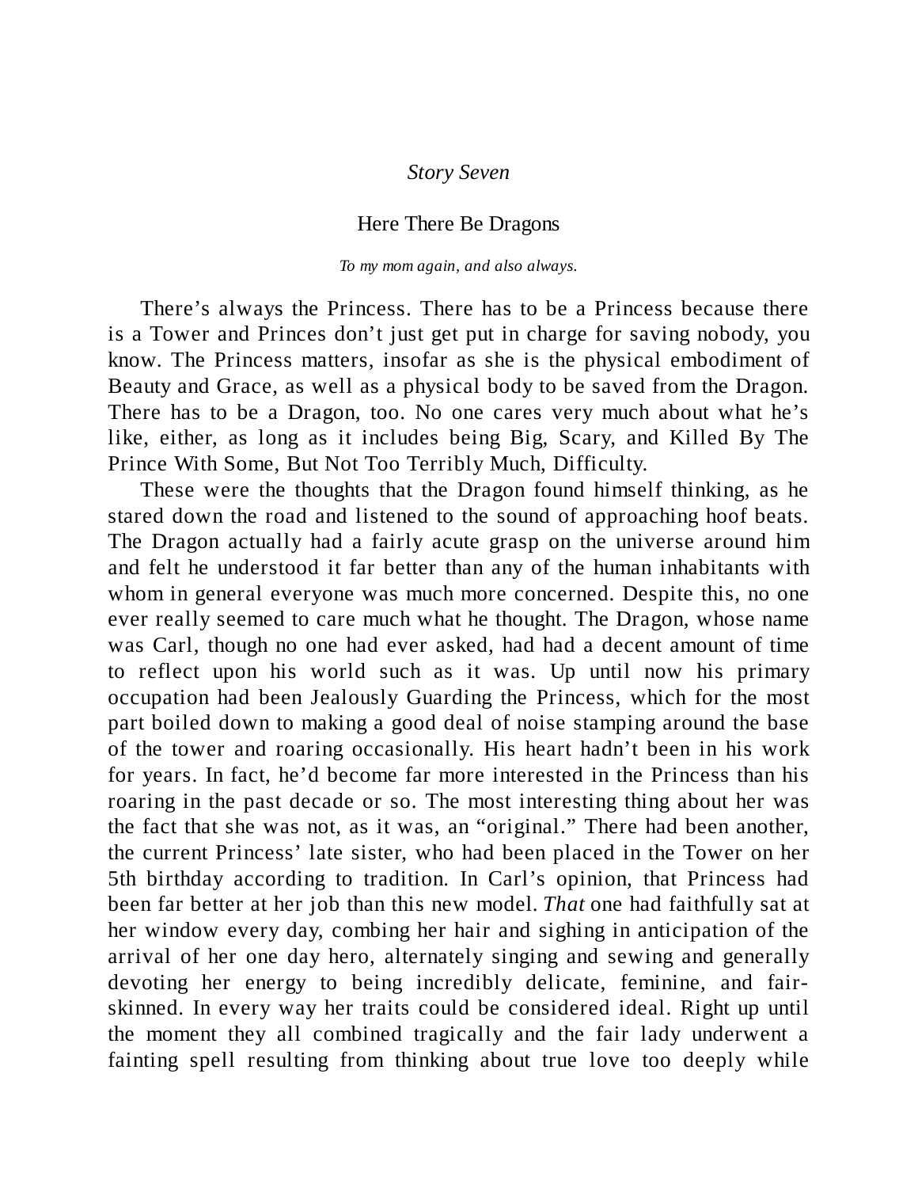*Story Seven*

## Here There Be Dragons

*To my mom again, and also always.*

There's always the Princess. There has to be a Princess because there is a Tower and Princes don't just get put in charge for saving nobody, you know. The Princess matters, insofar as she is the physical embodiment of Beauty and Grace, as well as a physical body to be saved from the Dragon. There has to be a Dragon, too. No one cares very much about what he's like, either, as long as it includes being Big, Scary, and Killed By The Prince With Some, But Not Too Terribly Much, Difficulty.

These were the thoughts that the Dragon found himself thinking, as he stared down the road and listened to the sound of approaching hoof beats. The Dragon actually had a fairly acute grasp on the universe around him and felt he understood it far better than any of the human inhabitants with whom in general everyone was much more concerned. Despite this, no one ever really seemed to care much what he thought. The Dragon, whose name was Carl, though no one had ever asked, had had a decent amount of time to reflect upon his world such as it was. Up until now his primary occupation had been Jealously Guarding the Princess, which for the most part boiled down to making a good deal of noise stamping around the base of the tower and roaring occasionally. His heart hadn't been in his work for years. In fact, he'd become far more interested in the Princess than his roaring in the past decade or so. The most interesting thing about her was the fact that she was not, as it was, an "original." There had been another, the current Princess' late sister, who had been placed in the Tower on her 5th birthday according to tradition. In Carl's opinion, that Princess had been far better at her job than this new model. *That* one had faithfully sat at her window every day, combing her hair and sighing in anticipation of the arrival of her one day hero, alternately singing and sewing and generally devoting her energy to being incredibly delicate, feminine, and fair-skinned. In every way her traits could be considered ideal. Right up until the moment they all combined tragically and the fair lady underwent a fainting spell resulting from thinking about true love too deeply while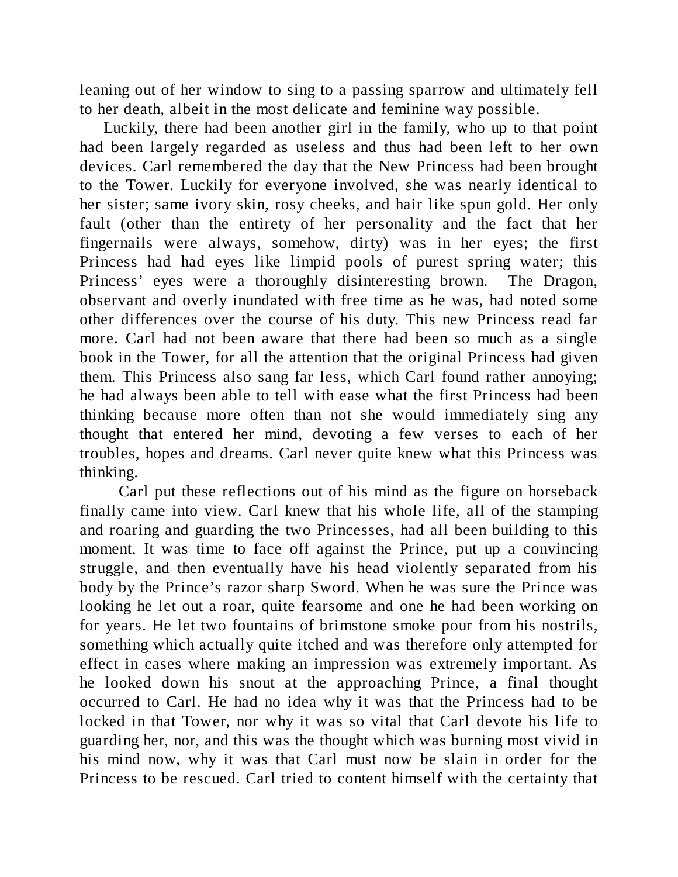leaning out of her window to sing to a passing sparrow and ultimately fell to her death, albeit in the most delicate and feminine way possible.

Luckily, there had been another girl in the family, who up to that point had been largely regarded as useless and thus had been left to her own devices. Carl remembered the day that the New Princess had been brought to the Tower. Luckily for everyone involved, she was nearly identical to her sister; same ivory skin, rosy cheeks, and hair like spun gold. Her only fault (other than the entirety of her personality and the fact that her fingernails were always, somehow, dirty) was in her eyes; the first Princess had had eyes like limpid pools of purest spring water; this Princess' eyes were a thoroughly disinteresting brown. The Dragon, observant and overly inundated with free time as he was, had noted some other differences over the course of his duty. This new Princess read far more. Carl had not been aware that there had been so much as a single book in the Tower, for all the attention that the original Princess had given them. This Princess also sang far less, which Carl found rather annoying; he had always been able to tell with ease what the first Princess had been thinking because more often than not she would immediately sing any thought that entered her mind, devoting a few verses to each of her troubles, hopes and dreams. Carl never quite knew what this Princess was thinking.

Carl put these reflections out of his mind as the figure on horseback finally came into view. Carl knew that his whole life, all of the stamping and roaring and guarding the two Princesses, had all been building to this moment. It was time to face off against the Prince, put up a convincing struggle, and then eventually have his head violently separated from his body by the Prince's razor sharp Sword. When he was sure the Prince was looking he let out a roar, quite fearsome and one he had been working on for years. He let two fountains of brimstone smoke pour from his nostrils, something which actually quite itched and was therefore only attempted for effect in cases where making an impression was extremely important. As he looked down his snout at the approaching Prince, a final thought occurred to Carl. He had no idea why it was that the Princess had to be locked in that Tower, nor why it was so vital that Carl devote his life to guarding her, nor, and this was the thought which was burning most vivid in his mind now, why it was that Carl must now be slain in order for the Princess to be rescued. Carl tried to content himself with the certainty that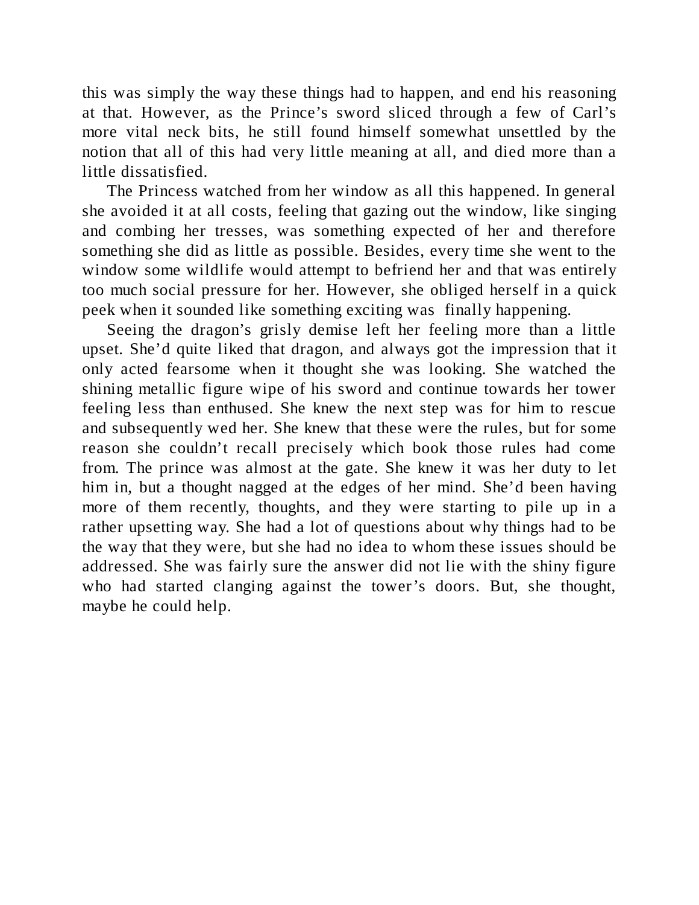this was simply the way these things had to happen, and end his reasoning at that. However, as the Prince's sword sliced through a few of Carl's more vital neck bits, he still found himself somewhat unsettled by the notion that all of this had very little meaning at all, and died more than a little dissatisfied.

The Princess watched from her window as all this happened. In general she avoided it at all costs, feeling that gazing out the window, like singing and combing her tresses, was something expected of her and therefore something she did as little as possible. Besides, every time she went to the window some wildlife would attempt to befriend her and that was entirely too much social pressure for her. However, she obliged herself in a quick peek when it sounded like something exciting was finally happening.

Seeing the dragon's grisly demise left her feeling more than a little upset. She'd quite liked that dragon, and always got the impression that it only acted fearsome when it thought she was looking. She watched the shining metallic figure wipe of his sword and continue towards her tower feeling less than enthused. She knew the next step was for him to rescue and subsequently wed her. She knew that these were the rules, but for some reason she couldn't recall precisely which book those rules had come from. The prince was almost at the gate. She knew it was her duty to let him in, but a thought nagged at the edges of her mind. She'd been having more of them recently, thoughts, and they were starting to pile up in a rather upsetting way. She had a lot of questions about why things had to be the way that they were, but she had no idea to whom these issues should be addressed. She was fairly sure the answer did not lie with the shiny figure who had started clanging against the tower's doors. But, she thought, maybe he could help.